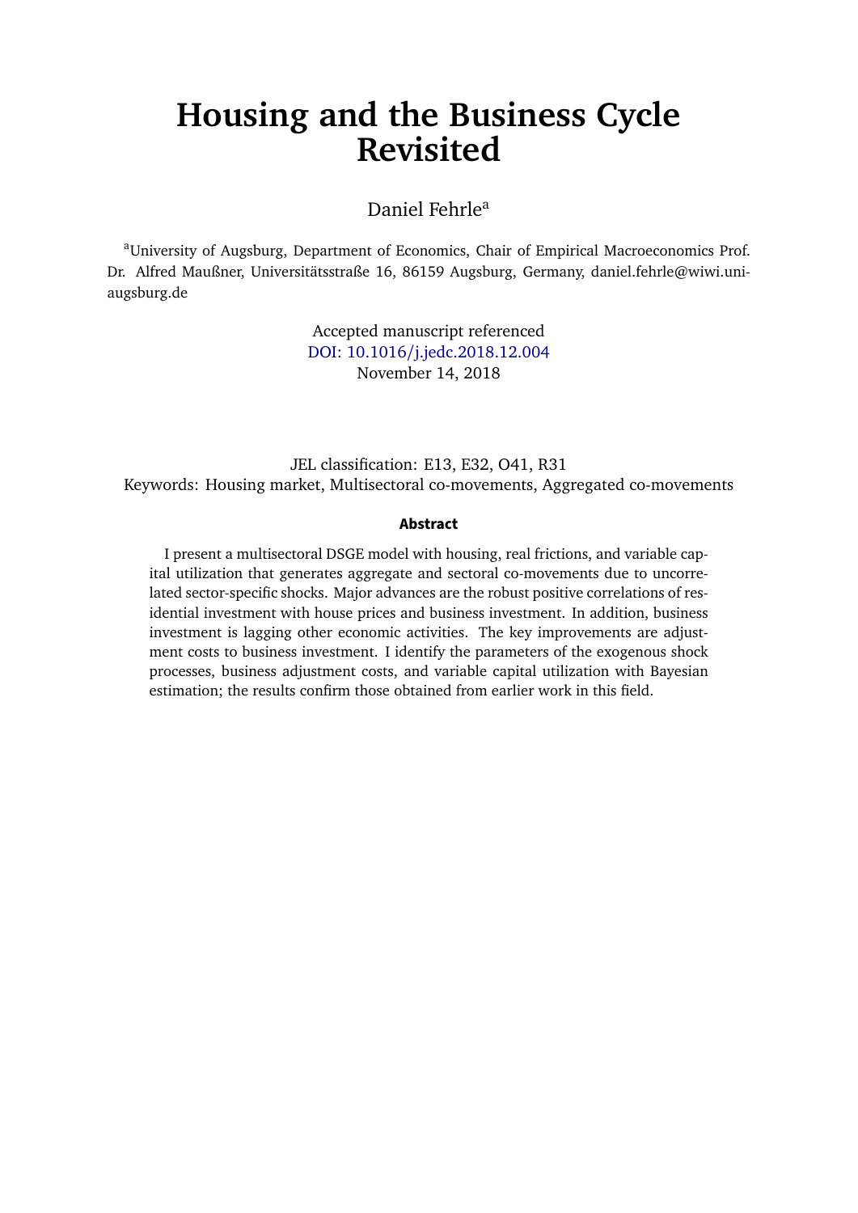# Housing and the Business Cycle Revisited

Daniel Fehrle[a]

[a]University of Augsburg, Department of Economics, Chair of Empirical Macroeconomics Prof. Dr. Alfred Maußner, Universitätsstraße 16, 86159 Augsburg, Germany, daniel.fehrle@wiwi.uni-augsburg.de

Accepted manuscript referenced
DOI: 10.1016/j.jedc.2018.12.004
November 14, 2018

JEL classification: E13, E32, O41, R31
Keywords: Housing market, Multisectoral co-movements, Aggregated co-movements

### Abstract

I present a multisectoral DSGE model with housing, real frictions, and variable capital utilization that generates aggregate and sectoral co-movements due to uncorrelated sector-specific shocks. Major advances are the robust positive correlations of residential investment with house prices and business investment. In addition, business investment is lagging other economic activities. The key improvements are adjustment costs to business investment. I identify the parameters of the exogenous shock processes, business adjustment costs, and variable capital utilization with Bayesian estimation; the results confirm those obtained from earlier work in this field.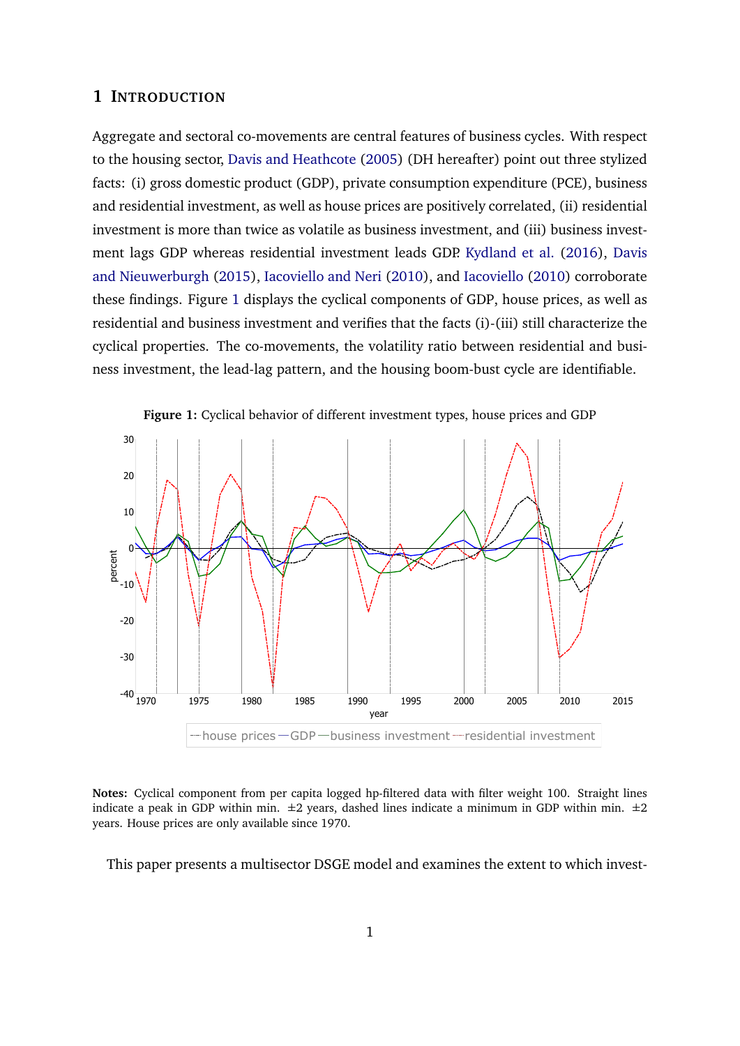# 1 Introduction

Aggregate and sectoral co-movements are central features of business cycles. With respect to the housing sector, Davis and Heathcote (2005) (DH hereafter) point out three stylized facts: (i) gross domestic product (GDP), private consumption expenditure (PCE), business and residential investment, as well as house prices are positively correlated, (ii) residential investment is more than twice as volatile as business investment, and (iii) business investment lags GDP whereas residential investment leads GDP. Kydland et al. (2016), Davis and Nieuwerburgh (2015), Iacoviello and Neri (2010), and Iacoviello (2010) corroborate these findings. Figure 1 displays the cyclical components of GDP, house prices, as well as residential and business investment and verifies that the facts (i)-(iii) still characterize the cyclical properties. The co-movements, the volatility ratio between residential and business investment, the lead-lag pattern, and the housing boom-bust cycle are identifiable.

**Figure 1:** Cyclical behavior of different investment types, house prices and GDP

**Notes:** Cyclical component from per capita logged hp-filtered data with filter weight 100. Straight lines indicate a peak in GDP within min. ±2 years, dashed lines indicate a minimum in GDP within min. ±2 years. House prices are only available since 1970.

This paper presents a multisector DSGE model and examines the extent to which invest-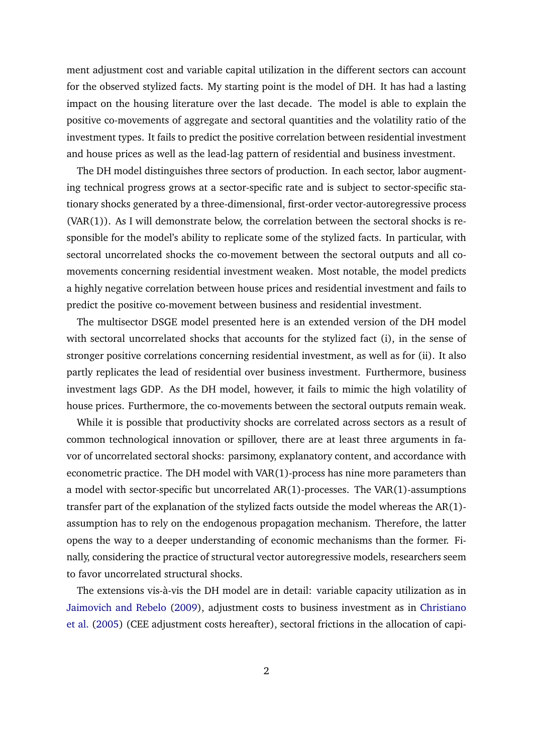ment adjustment cost and variable capital utilization in the different sectors can account for the observed stylized facts. My starting point is the model of DH. It has had a lasting impact on the housing literature over the last decade. The model is able to explain the positive co-movements of aggregate and sectoral quantities and the volatility ratio of the investment types. It fails to predict the positive correlation between residential investment and house prices as well as the lead-lag pattern of residential and business investment.

The DH model distinguishes three sectors of production. In each sector, labor augmenting technical progress grows at a sector-specific rate and is subject to sector-specific stationary shocks generated by a three-dimensional, first-order vector-autoregressive process (VAR(1)). As I will demonstrate below, the correlation between the sectoral shocks is responsible for the model's ability to replicate some of the stylized facts. In particular, with sectoral uncorrelated shocks the co-movement between the sectoral outputs and all co-movements concerning residential investment weaken. Most notable, the model predicts a highly negative correlation between house prices and residential investment and fails to predict the positive co-movement between business and residential investment.

The multisector DSGE model presented here is an extended version of the DH model with sectoral uncorrelated shocks that accounts for the stylized fact (i), in the sense of stronger positive correlations concerning residential investment, as well as for (ii). It also partly replicates the lead of residential over business investment. Furthermore, business investment lags GDP. As the DH model, however, it fails to mimic the high volatility of house prices. Furthermore, the co-movements between the sectoral outputs remain weak.

While it is possible that productivity shocks are correlated across sectors as a result of common technological innovation or spillover, there are at least three arguments in favor of uncorrelated sectoral shocks: parsimony, explanatory content, and accordance with econometric practice. The DH model with VAR(1)-process has nine more parameters than a model with sector-specific but uncorrelated AR(1)-processes. The VAR(1)-assumptions transfer part of the explanation of the stylized facts outside the model whereas the AR(1)-assumption has to rely on the endogenous propagation mechanism. Therefore, the latter opens the way to a deeper understanding of economic mechanisms than the former. Finally, considering the practice of structural vector autoregressive models, researchers seem to favor uncorrelated structural shocks.

The extensions vis-à-vis the DH model are in detail: variable capacity utilization as in Jaimovich and Rebelo (2009), adjustment costs to business investment as in Christiano et al. (2005) (CEE adjustment costs hereafter), sectoral frictions in the allocation of capi-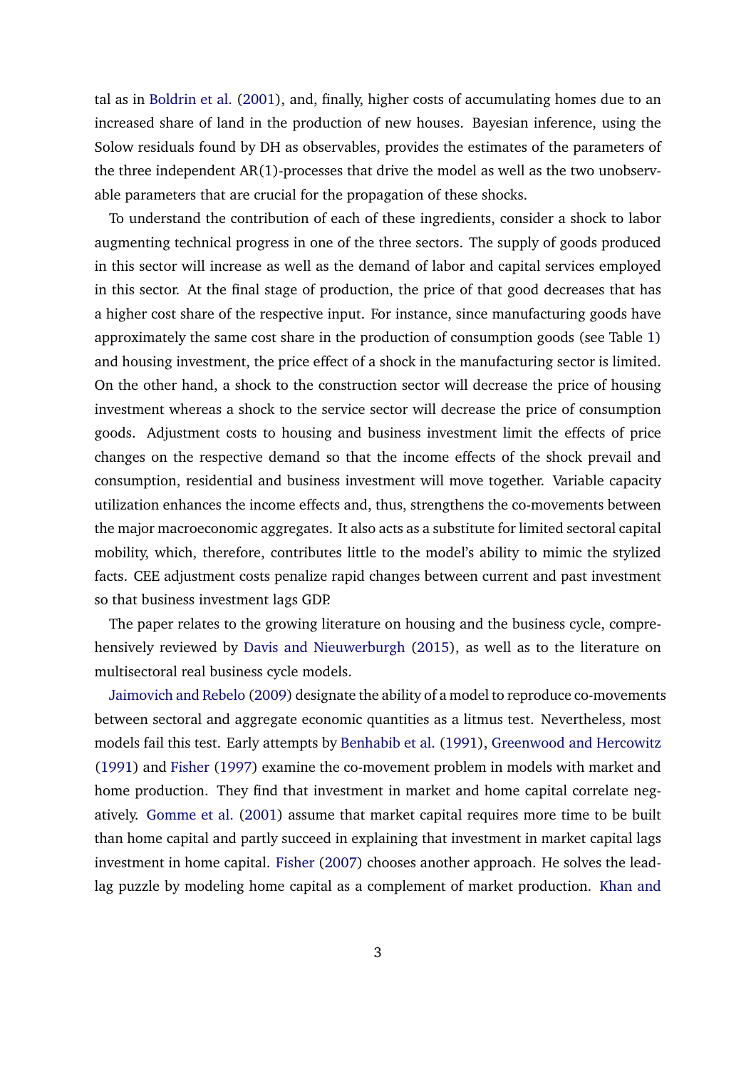tal as in Boldrin et al. (2001), and, finally, higher costs of accumulating homes due to an increased share of land in the production of new houses. Bayesian inference, using the Solow residuals found by DH as observables, provides the estimates of the parameters of the three independent AR(1)-processes that drive the model as well as the two unobservable parameters that are crucial for the propagation of these shocks.

To understand the contribution of each of these ingredients, consider a shock to labor augmenting technical progress in one of the three sectors. The supply of goods produced in this sector will increase as well as the demand of labor and capital services employed in this sector. At the final stage of production, the price of that good decreases that has a higher cost share of the respective input. For instance, since manufacturing goods have approximately the same cost share in the production of consumption goods (see Table 1) and housing investment, the price effect of a shock in the manufacturing sector is limited. On the other hand, a shock to the construction sector will decrease the price of housing investment whereas a shock to the service sector will decrease the price of consumption goods. Adjustment costs to housing and business investment limit the effects of price changes on the respective demand so that the income effects of the shock prevail and consumption, residential and business investment will move together. Variable capacity utilization enhances the income effects and, thus, strengthens the co-movements between the major macroeconomic aggregates. It also acts as a substitute for limited sectoral capital mobility, which, therefore, contributes little to the model's ability to mimic the stylized facts. CEE adjustment costs penalize rapid changes between current and past investment so that business investment lags GDP.

The paper relates to the growing literature on housing and the business cycle, comprehensively reviewed by Davis and Nieuwerburgh (2015), as well as to the literature on multisectoral real business cycle models.

Jaimovich and Rebelo (2009) designate the ability of a model to reproduce co-movements between sectoral and aggregate economic quantities as a litmus test. Nevertheless, most models fail this test. Early attempts by Benhabib et al. (1991), Greenwood and Hercowitz (1991) and Fisher (1997) examine the co-movement problem in models with market and home production. They find that investment in market and home capital correlate negatively. Gomme et al. (2001) assume that market capital requires more time to be built than home capital and partly succeed in explaining that investment in market capital lags investment in home capital. Fisher (2007) chooses another approach. He solves the lead-lag puzzle by modeling home capital as a complement of market production. Khan and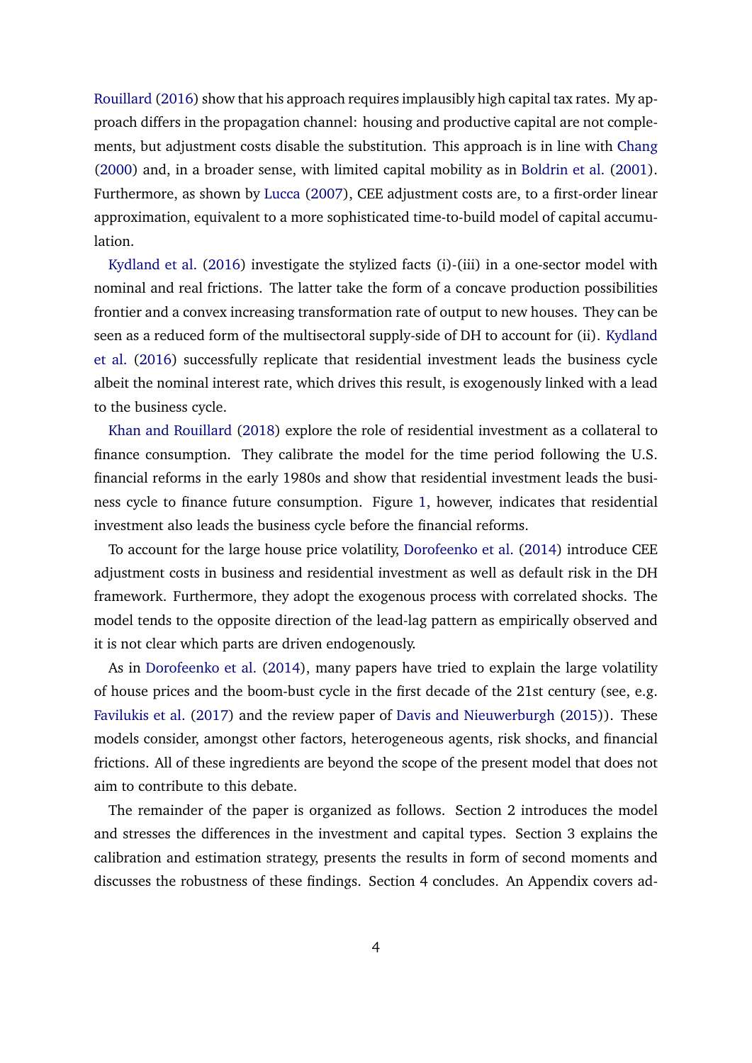Rouillard (2016) show that his approach requires implausibly high capital tax rates. My approach differs in the propagation channel: housing and productive capital are not complements, but adjustment costs disable the substitution. This approach is in line with Chang (2000) and, in a broader sense, with limited capital mobility as in Boldrin et al. (2001). Furthermore, as shown by Lucca (2007), CEE adjustment costs are, to a first-order linear approximation, equivalent to a more sophisticated time-to-build model of capital accumulation.

Kydland et al. (2016) investigate the stylized facts (i)-(iii) in a one-sector model with nominal and real frictions. The latter take the form of a concave production possibilities frontier and a convex increasing transformation rate of output to new houses. They can be seen as a reduced form of the multisectoral supply-side of DH to account for (ii). Kydland et al. (2016) successfully replicate that residential investment leads the business cycle albeit the nominal interest rate, which drives this result, is exogenously linked with a lead to the business cycle.

Khan and Rouillard (2018) explore the role of residential investment as a collateral to finance consumption. They calibrate the model for the time period following the U.S. financial reforms in the early 1980s and show that residential investment leads the business cycle to finance future consumption. Figure 1, however, indicates that residential investment also leads the business cycle before the financial reforms.

To account for the large house price volatility, Dorofeenko et al. (2014) introduce CEE adjustment costs in business and residential investment as well as default risk in the DH framework. Furthermore, they adopt the exogenous process with correlated shocks. The model tends to the opposite direction of the lead-lag pattern as empirically observed and it is not clear which parts are driven endogenously.

As in Dorofeenko et al. (2014), many papers have tried to explain the large volatility of house prices and the boom-bust cycle in the first decade of the 21st century (see, e.g. Favilukis et al. (2017) and the review paper of Davis and Nieuwerburgh (2015)). These models consider, amongst other factors, heterogeneous agents, risk shocks, and financial frictions. All of these ingredients are beyond the scope of the present model that does not aim to contribute to this debate.

The remainder of the paper is organized as follows. Section 2 introduces the model and stresses the differences in the investment and capital types. Section 3 explains the calibration and estimation strategy, presents the results in form of second moments and discusses the robustness of these findings. Section 4 concludes. An Appendix covers ad-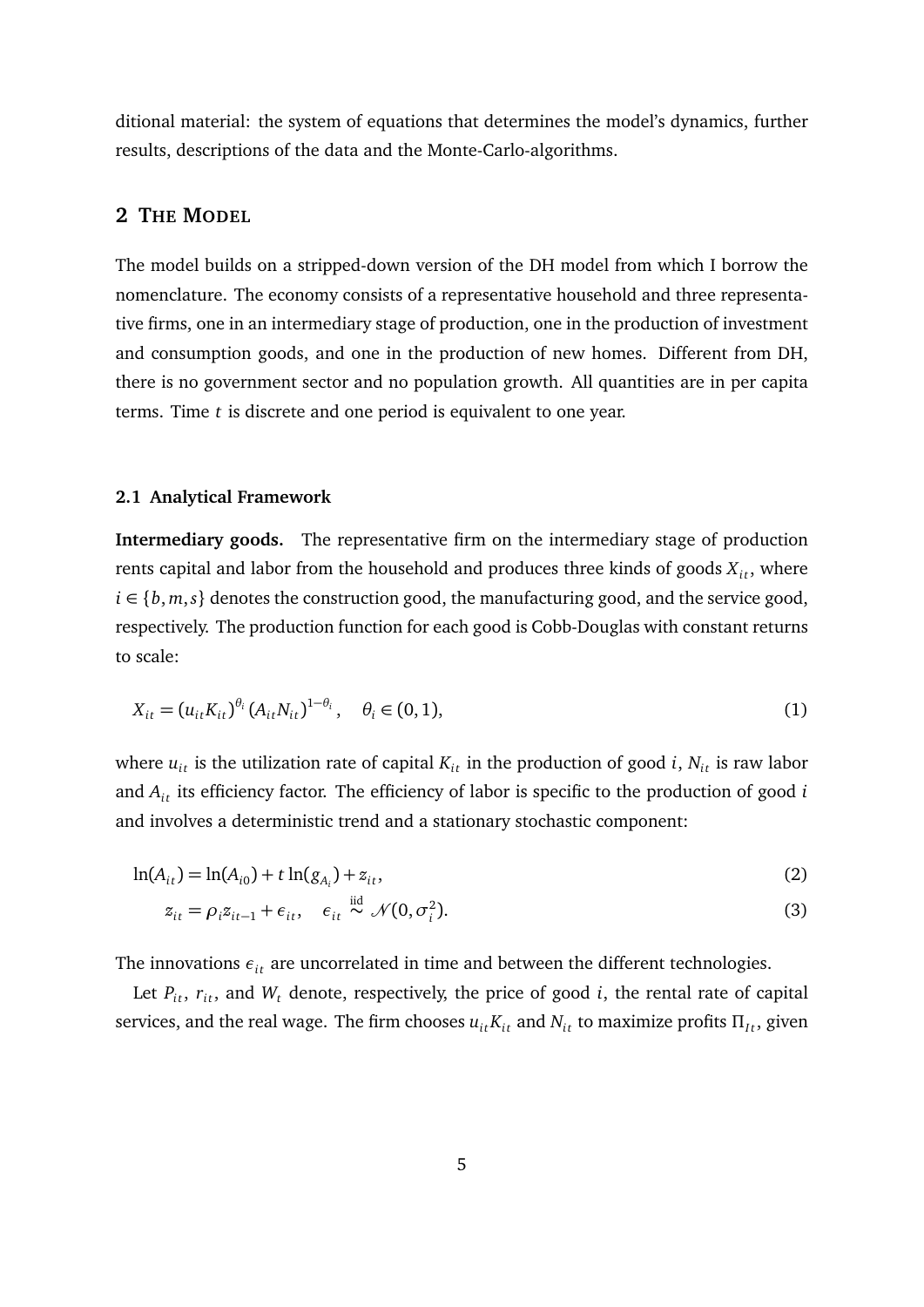ditional material: the system of equations that determines the model's dynamics, further results, descriptions of the data and the Monte-Carlo-algorithms.

## 2 The Model

The model builds on a stripped-down version of the DH model from which I borrow the nomenclature. The economy consists of a representative household and three representative firms, one in an intermediary stage of production, one in the production of investment and consumption goods, and one in the production of new homes. Different from DH, there is no government sector and no population growth. All quantities are in per capita terms. Time $t$ is discrete and one period is equivalent to one year.

### 2.1 Analytical Framework

**Intermediary goods.** The representative firm on the intermediary stage of production rents capital and labor from the household and produces three kinds of goods $X_{it}$, where $i \in \{b, m, s\}$ denotes the construction good, the manufacturing good, and the service good, respectively. The production function for each good is Cobb-Douglas with constant returns to scale:

$$X_{it} = (u_{it} K_{it})^{\theta_i} (A_{it} N_{it})^{1-\theta_i}, \quad \theta_i \in (0,1), \tag{1}$$

where $u_{it}$ is the utilization rate of capital $K_{it}$ in the production of good $i$, $N_{it}$ is raw labor and $A_{it}$ its efficiency factor. The efficiency of labor is specific to the production of good $i$ and involves a deterministic trend and a stationary stochastic component:

$$\ln(A_{it}) = \ln(A_{i0}) + t \ln(g_{A_i}) + z_{it}, \tag{2}$$

$$z_{it} = \rho_i z_{it-1} + \epsilon_{it}, \quad \epsilon_{it} \overset{\text{iid}}{\sim} \mathcal{N}(0, \sigma_i^2). \tag{3}$$

The innovations $\epsilon_{it}$ are uncorrelated in time and between the different technologies.

Let $P_{it}$, $r_{it}$, and $W_t$ denote, respectively, the price of good $i$, the rental rate of capital services, and the real wage. The firm chooses $u_{it} K_{it}$ and $N_{it}$ to maximize profits $\Pi_{It}$, given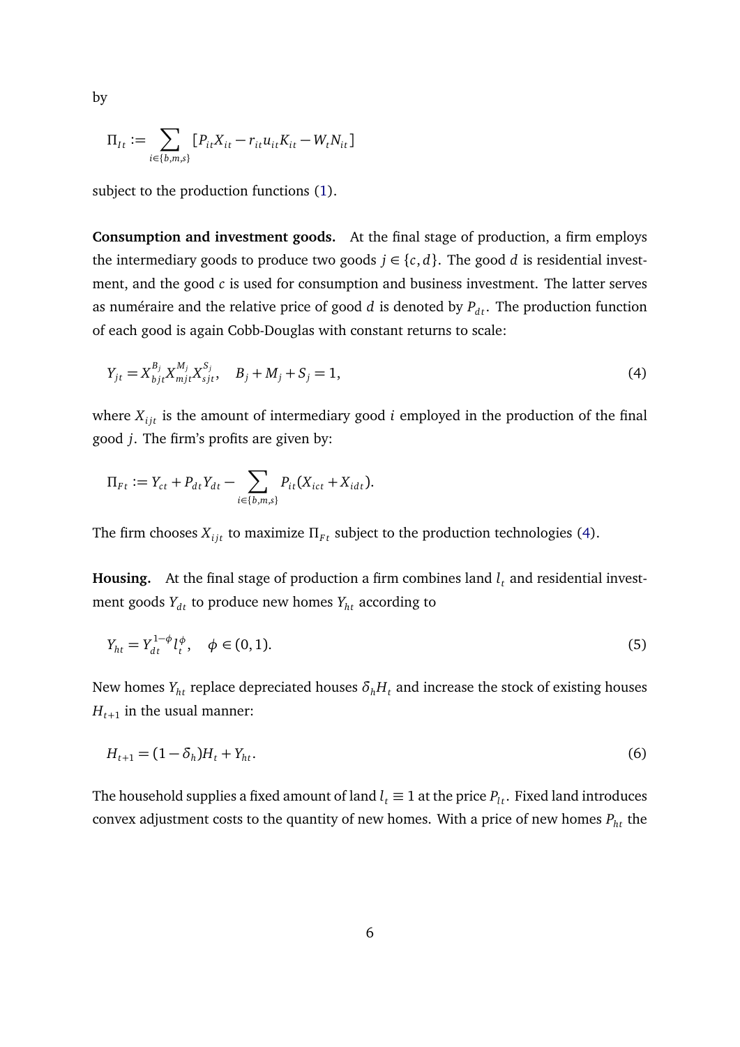by

$$\Pi_{It} := \sum_{i \in \{b,m,s\}} [P_{it} X_{it} - r_{it} u_{it} K_{it} - W_t N_{it}]$$

subject to the production functions (1).

**Consumption and investment goods.** At the final stage of production, a firm employs the intermediary goods to produce two goods $j \in \{c, d\}$. The good $d$ is residential investment, and the good $c$ is used for consumption and business investment. The latter serves as numéraire and the relative price of good $d$ is denoted by $P_{dt}$. The production function of each good is again Cobb-Douglas with constant returns to scale:

$$Y_{jt} = X_{bjt}^{B_j} X_{mjt}^{M_j} X_{sjt}^{S_j}, \quad B_j + M_j + S_j = 1, \tag{4}$$

where $X_{ijt}$ is the amount of intermediary good $i$ employed in the production of the final good $j$. The firm's profits are given by:

$$\Pi_{Ft} := Y_{ct} + P_{dt} Y_{dt} - \sum_{i \in \{b,m,s\}} P_{it}(X_{ict} + X_{idt}).$$

The firm chooses $X_{ijt}$ to maximize $\Pi_{Ft}$ subject to the production technologies (4).

**Housing.** At the final stage of production a firm combines land $l_t$ and residential investment goods $Y_{dt}$ to produce new homes $Y_{ht}$ according to

$$Y_{ht} = Y_{dt}^{1-\phi} l_t^{\phi}, \quad \phi \in (0, 1). \tag{5}$$

New homes $Y_{ht}$ replace depreciated houses $\delta_h H_t$ and increase the stock of existing houses $H_{t+1}$ in the usual manner:

$$H_{t+1} = (1 - \delta_h) H_t + Y_{ht}. \tag{6}$$

The household supplies a fixed amount of land $l_t \equiv 1$ at the price $P_{lt}$. Fixed land introduces convex adjustment costs to the quantity of new homes. With a price of new homes $P_{ht}$ the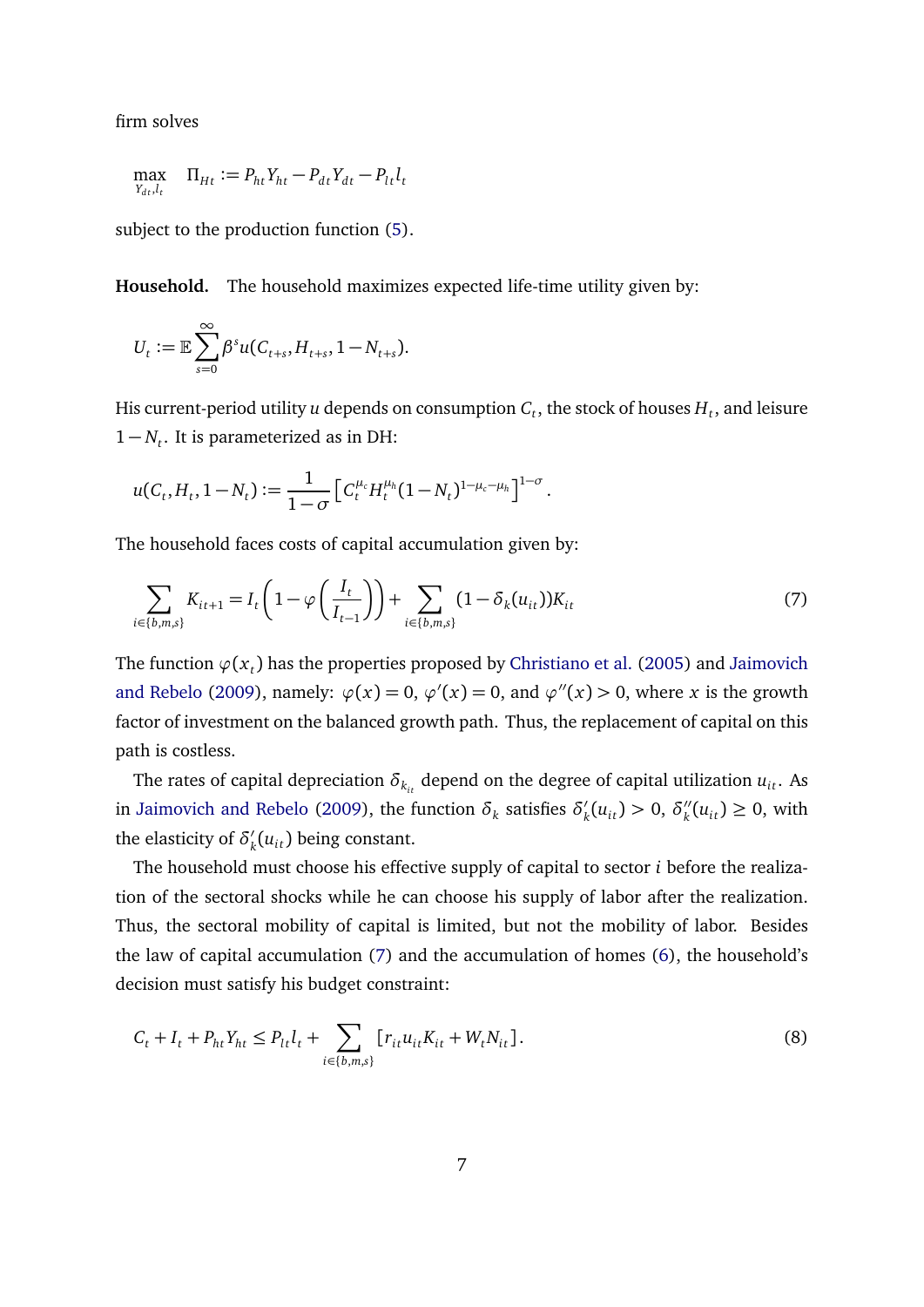firm solves

$$\max_{Y_{dt}, l_t} \quad \Pi_{Ht} := P_{ht} Y_{ht} - P_{dt} Y_{dt} - P_{lt} l_t$$

subject to the production function (5).

**Household.** The household maximizes expected life-time utility given by:

$$U_t := \mathbb{E} \sum_{s=0}^{\infty} \beta^s u(C_{t+s}, H_{t+s}, 1 - N_{t+s}).$$

His current-period utility $u$ depends on consumption $C_t$, the stock of houses $H_t$, and leisure $1 - N_t$. It is parameterized as in DH:

$$u(C_t, H_t, 1 - N_t) := \frac{1}{1 - \sigma} \left[ C_t^{\mu_c} H_t^{\mu_h} (1 - N_t)^{1 - \mu_c - \mu_h} \right]^{1 - \sigma}.$$

The household faces costs of capital accumulation given by:

$$\sum_{i \in \{b,m,s\}} K_{it+1} = I_t \left( 1 - \varphi \left( \frac{I_t}{I_{t-1}} \right) \right) + \sum_{i \in \{b,m,s\}} (1 - \delta_k(u_{it})) K_{it} \tag{7}$$

The function $\varphi(x_t)$ has the properties proposed by Christiano et al. (2005) and Jaimovich and Rebelo (2009), namely: $\varphi(x) = 0$, $\varphi'(x) = 0$, and $\varphi''(x) > 0$, where $x$ is the growth factor of investment on the balanced growth path. Thus, the replacement of capital on this path is costless.

The rates of capital depreciation $\delta_{k_{it}}$ depend on the degree of capital utilization $u_{it}$. As in Jaimovich and Rebelo (2009), the function $\delta_k$ satisfies $\delta_k'(u_{it}) > 0$, $\delta_k''(u_{it}) \geq 0$, with the elasticity of $\delta_k'(u_{it})$ being constant.

The household must choose his effective supply of capital to sector $i$ before the realization of the sectoral shocks while he can choose his supply of labor after the realization. Thus, the sectoral mobility of capital is limited, but not the mobility of labor. Besides the law of capital accumulation (7) and the accumulation of homes (6), the household's decision must satisfy his budget constraint:

$$C_t + I_t + P_{ht} Y_{ht} \leq P_{lt} l_t + \sum_{i \in \{b,m,s\}} \left[ r_{it} u_{it} K_{it} + W_t N_{it} \right]. \tag{8}$$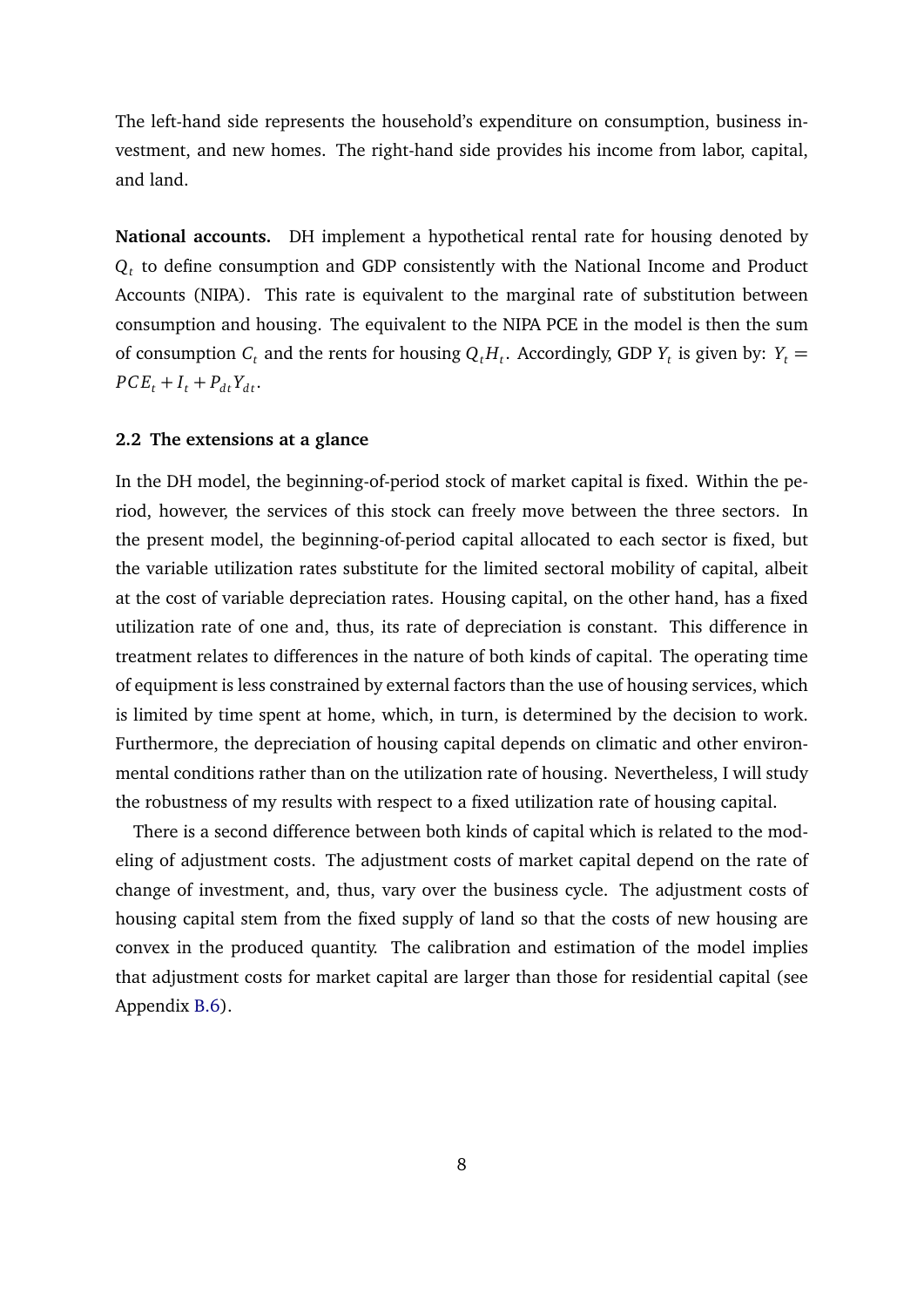The left-hand side represents the household's expenditure on consumption, business investment, and new homes. The right-hand side provides his income from labor, capital, and land.

**National accounts.** DH implement a hypothetical rental rate for housing denoted by $Q_t$ to define consumption and GDP consistently with the National Income and Product Accounts (NIPA). This rate is equivalent to the marginal rate of substitution between consumption and housing. The equivalent to the NIPA PCE in the model is then the sum of consumption $C_t$ and the rents for housing $Q_t H_t$. Accordingly, GDP $Y_t$ is given by: $Y_t = PCE_t + I_t + P_{dt} Y_{dt}$.

### 2.2 The extensions at a glance

In the DH model, the beginning-of-period stock of market capital is fixed. Within the period, however, the services of this stock can freely move between the three sectors. In the present model, the beginning-of-period capital allocated to each sector is fixed, but the variable utilization rates substitute for the limited sectoral mobility of capital, albeit at the cost of variable depreciation rates. Housing capital, on the other hand, has a fixed utilization rate of one and, thus, its rate of depreciation is constant. This difference in treatment relates to differences in the nature of both kinds of capital. The operating time of equipment is less constrained by external factors than the use of housing services, which is limited by time spent at home, which, in turn, is determined by the decision to work. Furthermore, the depreciation of housing capital depends on climatic and other environmental conditions rather than on the utilization rate of housing. Nevertheless, I will study the robustness of my results with respect to a fixed utilization rate of housing capital.

There is a second difference between both kinds of capital which is related to the modeling of adjustment costs. The adjustment costs of market capital depend on the rate of change of investment, and, thus, vary over the business cycle. The adjustment costs of housing capital stem from the fixed supply of land so that the costs of new housing are convex in the produced quantity. The calibration and estimation of the model implies that adjustment costs for market capital are larger than those for residential capital (see Appendix B.6).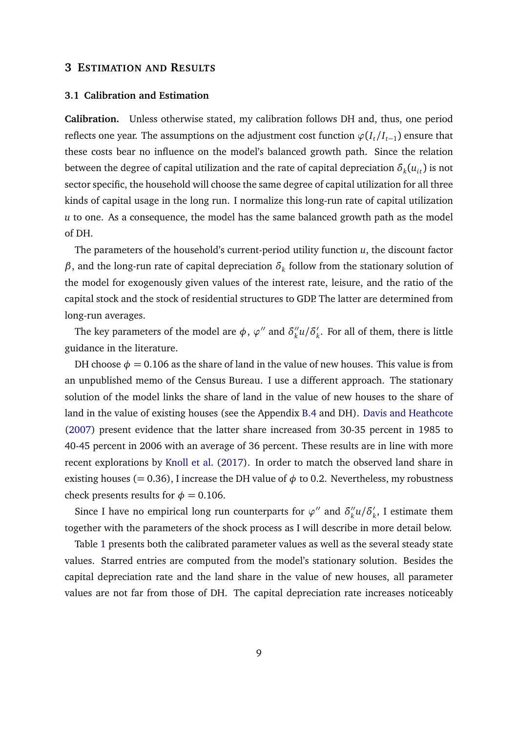## 3 Estimation and Results

### 3.1 Calibration and Estimation

**Calibration.** Unless otherwise stated, my calibration follows DH and, thus, one period reflects one year. The assumptions on the adjustment cost function $\varphi(I_t/I_{t-1})$ ensure that these costs bear no influence on the model's balanced growth path. Since the relation between the degree of capital utilization and the rate of capital depreciation $\delta_k(u_{it})$ is not sector specific, the household will choose the same degree of capital utilization for all three kinds of capital usage in the long run. I normalize this long-run rate of capital utilization $u$ to one. As a consequence, the model has the same balanced growth path as the model of DH.

The parameters of the household's current-period utility function $u$, the discount factor $\beta$, and the long-run rate of capital depreciation $\delta_k$ follow from the stationary solution of the model for exogenously given values of the interest rate, leisure, and the ratio of the capital stock and the stock of residential structures to GDP. The latter are determined from long-run averages.

The key parameters of the model are $\phi$, $\varphi''$ and $\delta_k''u/\delta_k'$. For all of them, there is little guidance in the literature.

DH choose $\phi = 0.106$ as the share of land in the value of new houses. This value is from an unpublished memo of the Census Bureau. I use a different approach. The stationary solution of the model links the share of land in the value of new houses to the share of land in the value of existing houses (see the Appendix B.4 and DH). Davis and Heathcote (2007) present evidence that the latter share increased from 30-35 percent in 1985 to 40-45 percent in 2006 with an average of 36 percent. These results are in line with more recent explorations by Knoll et al. (2017). In order to match the observed land share in existing houses (= 0.36), I increase the DH value of $\phi$ to 0.2. Nevertheless, my robustness check presents results for $\phi = 0.106$.

Since I have no empirical long run counterparts for $\varphi''$ and $\delta_k''u/\delta_k'$, I estimate them together with the parameters of the shock process as I will describe in more detail below.

Table 1 presents both the calibrated parameter values as well as the several steady state values. Starred entries are computed from the model's stationary solution. Besides the capital depreciation rate and the land share in the value of new houses, all parameter values are not far from those of DH. The capital depreciation rate increases noticeably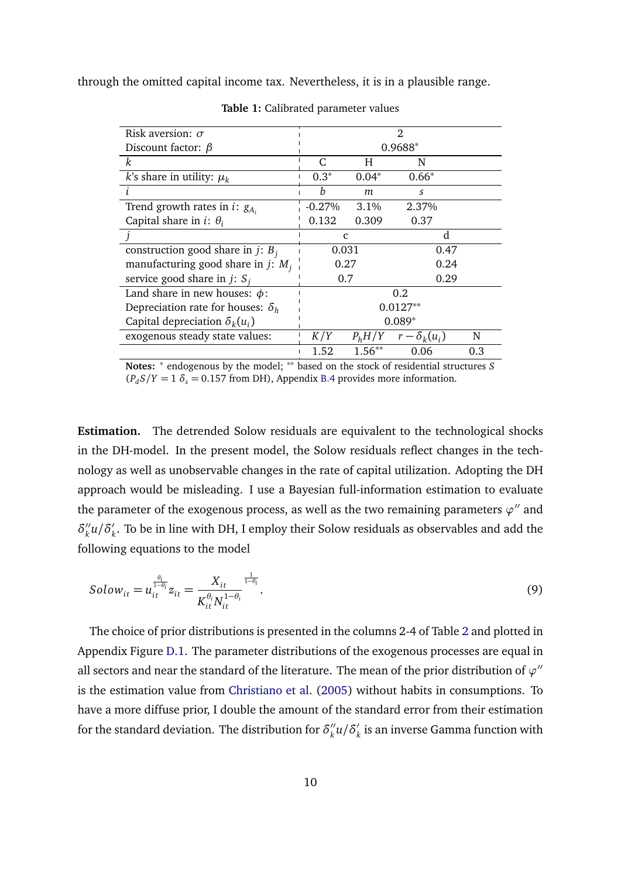through the omitted capital income tax. Nevertheless, it is in a plausible range.

**Table 1:** Calibrated parameter values

| | | | | |
|---|---|---|---|---|
| Risk aversion: $\sigma$ | 2 | | | |
| Discount factor: $\beta$ | 0.9688* | | | |
| $k$ | C | H | N | |
| $k$'s share in utility: $\mu_k$ | 0.3* | 0.04* | 0.66* | |
| $i$ | $b$ | $m$ | $s$ | |
| Trend growth rates in $i$: $g_{A_i}$ | -0.27% | 3.1% | 2.37% | |
| Capital share in $i$: $\theta_i$ | 0.132 | 0.309 | 0.37 | |
| $j$ | c | | d | |
| construction good share in $j$: $B_j$ | 0.031 | | 0.47 | |
| manufacturing good share in $j$: $M_j$ | 0.27 | | 0.24 | |
| service good share in $j$: $S_j$ | 0.7 | | 0.29 | |
| Land share in new houses: $\phi$: | 0.2 | | | |
| Depreciation rate for houses: $\delta_h$ | 0.0127** | | | |
| Capital depreciation $\delta_k(u_i)$ | 0.089* | | | |
| exogenous steady state values: | $K/Y$ | $P_hH/Y$ | $r-\delta_k(u_i)$ | N |
| | 1.52 | 1.56** | 0.06 | 0.3 |

**Notes:** * endogenous by the model; ** based on the stock of residential structures $S$ ($P_dS/Y = 1$ $\delta_s = 0.157$ from DH), Appendix B.4 provides more information.

**Estimation.** The detrended Solow residuals are equivalent to the technological shocks in the DH-model. In the present model, the Solow residuals reflect changes in the technology as well as unobservable changes in the rate of capital utilization. Adopting the DH approach would be misleading. I use a Bayesian full-information estimation to evaluate the parameter of the exogenous process, as well as the two remaining parameters $\varphi''$ and $\delta_k''u/\delta_k'$. To be in line with DH, I employ their Solow residuals as observables and add the following equations to the model

$$Solow_{it} = u_{it}^{\frac{\theta_i}{1-\theta_i}} z_{it} = \left. \frac{X_{it}}{K_{it}^{\theta_i} N_{it}^{1-\theta_i}} \right.^{\frac{1}{1-\theta_i}}. \tag{9}$$

The choice of prior distributions is presented in the columns 2-4 of Table 2 and plotted in Appendix Figure D.1. The parameter distributions of the exogenous processes are equal in all sectors and near the standard of the literature. The mean of the prior distribution of $\varphi''$ is the estimation value from Christiano et al. (2005) without habits in consumptions. To have a more diffuse prior, I double the amount of the standard error from their estimation for the standard deviation. The distribution for $\delta_k''u/\delta_k'$ is an inverse Gamma function with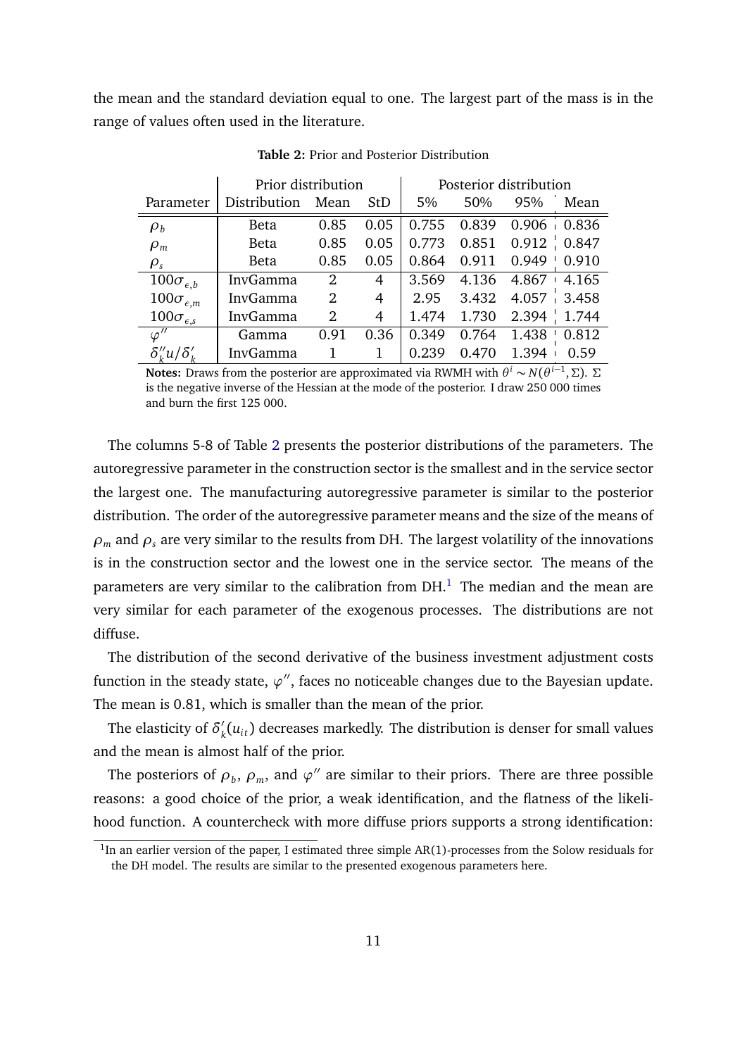the mean and the standard deviation equal to one. The largest part of the mass is in the range of values often used in the literature.

**Table 2:** Prior and Posterior Distribution

| | Prior distribution | | | Posterior distribution | | | |
|---|---|---|---|---|---|---|---|
| Parameter | Distribution | Mean | StD | 5% | 50% | 95% | Mean |
| $\rho_b$ | Beta | 0.85 | 0.05 | 0.755 | 0.839 | 0.906 | 0.836 |
| $\rho_m$ | Beta | 0.85 | 0.05 | 0.773 | 0.851 | 0.912 | 0.847 |
| $\rho_s$ | Beta | 0.85 | 0.05 | 0.864 | 0.911 | 0.949 | 0.910 |
| $100\sigma_{\epsilon,b}$ | InvGamma | 2 | 4 | 3.569 | 4.136 | 4.867 | 4.165 |
| $100\sigma_{\epsilon,m}$ | InvGamma | 2 | 4 | 2.95 | 3.432 | 4.057 | 3.458 |
| $100\sigma_{\epsilon,s}$ | InvGamma | 2 | 4 | 1.474 | 1.730 | 2.394 | 1.744 |
| $\varphi''$ | Gamma | 0.91 | 0.36 | 0.349 | 0.764 | 1.438 | 0.812 |
| $\delta_k''u/\delta_k'$ | InvGamma | 1 | 1 | 0.239 | 0.470 | 1.394 | 0.59 |

**Notes:** Draws from the posterior are approximated via RWMH with $\theta^i \sim N(\theta^{i-1}, \Sigma)$. $\Sigma$ is the negative inverse of the Hessian at the mode of the posterior. I draw 250 000 times and burn the first 125 000.

The columns 5-8 of Table 2 presents the posterior distributions of the parameters. The autoregressive parameter in the construction sector is the smallest and in the service sector the largest one. The manufacturing autoregressive parameter is similar to the posterior distribution. The order of the autoregressive parameter means and the size of the means of $\rho_m$ and $\rho_s$ are very similar to the results from DH. The largest volatility of the innovations is in the construction sector and the lowest one in the service sector. The means of the parameters are very similar to the calibration from DH.[1] The median and the mean are very similar for each parameter of the exogenous processes. The distributions are not diffuse.

The distribution of the second derivative of the business investment adjustment costs function in the steady state, $\varphi''$, faces no noticeable changes due to the Bayesian update. The mean is 0.81, which is smaller than the mean of the prior.

The elasticity of $\delta_k'(u_{it})$ decreases markedly. The distribution is denser for small values and the mean is almost half of the prior.

The posteriors of $\rho_b$, $\rho_m$, and $\varphi''$ are similar to their priors. There are three possible reasons: a good choice of the prior, a weak identification, and the flatness of the likelihood function. A countercheck with more diffuse priors supports a strong identification:

[1] In an earlier version of the paper, I estimated three simple AR(1)-processes from the Solow residuals for the DH model. The results are similar to the presented exogenous parameters here.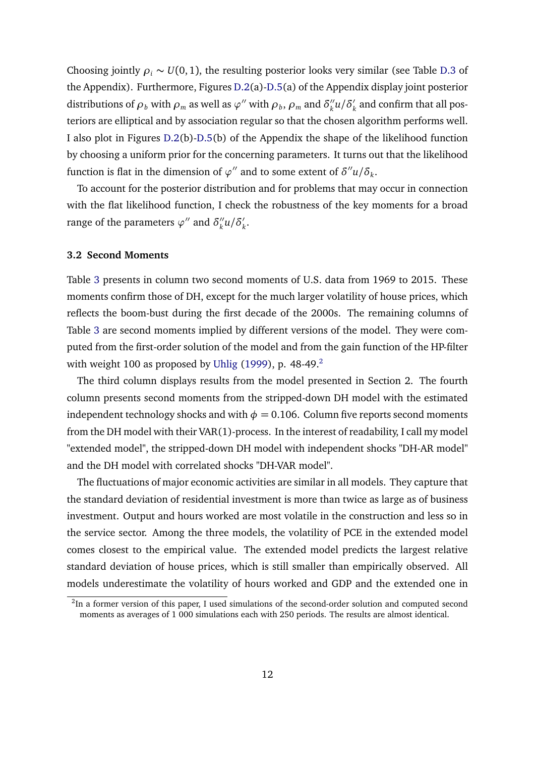Choosing jointly $\rho_i \sim U(0,1)$, the resulting posterior looks very similar (see Table D.3 of the Appendix). Furthermore, Figures D.2(a)-D.5(a) of the Appendix display joint posterior distributions of $\rho_b$ with $\rho_m$ as well as $\varphi''$ with $\rho_b$, $\rho_m$ and $\delta_k'' u/\delta_k'$ and confirm that all posteriors are elliptical and by association regular so that the chosen algorithm performs well. I also plot in Figures D.2(b)-D.5(b) of the Appendix the shape of the likelihood function by choosing a uniform prior for the concerning parameters. It turns out that the likelihood function is flat in the dimension of $\varphi''$ and to some extent of $\delta'' u/\delta_k$.

To account for the posterior distribution and for problems that may occur in connection with the flat likelihood function, I check the robustness of the key moments for a broad range of the parameters $\varphi''$ and $\delta_k'' u/\delta_k'$.

### 3.2 Second Moments

Table 3 presents in column two second moments of U.S. data from 1969 to 2015. These moments confirm those of DH, except for the much larger volatility of house prices, which reflects the boom-bust during the first decade of the 2000s. The remaining columns of Table 3 are second moments implied by different versions of the model. They were computed from the first-order solution of the model and from the gain function of the HP-filter with weight 100 as proposed by Uhlig (1999), p. 48-49.[2]

The third column displays results from the model presented in Section 2. The fourth column presents second moments from the stripped-down DH model with the estimated independent technology shocks and with $\phi = 0.106$. Column five reports second moments from the DH model with their VAR(1)-process. In the interest of readability, I call my model "extended model", the stripped-down DH model with independent shocks "DH-AR model" and the DH model with correlated shocks "DH-VAR model".

The fluctuations of major economic activities are similar in all models. They capture that the standard deviation of residential investment is more than twice as large as of business investment. Output and hours worked are most volatile in the construction and less so in the service sector. Among the three models, the volatility of PCE in the extended model comes closest to the empirical value. The extended model predicts the largest relative standard deviation of house prices, which is still smaller than empirically observed. All models underestimate the volatility of hours worked and GDP and the extended one in

[2] In a former version of this paper, I used simulations of the second-order solution and computed second moments as averages of 1 000 simulations each with 250 periods. The results are almost identical.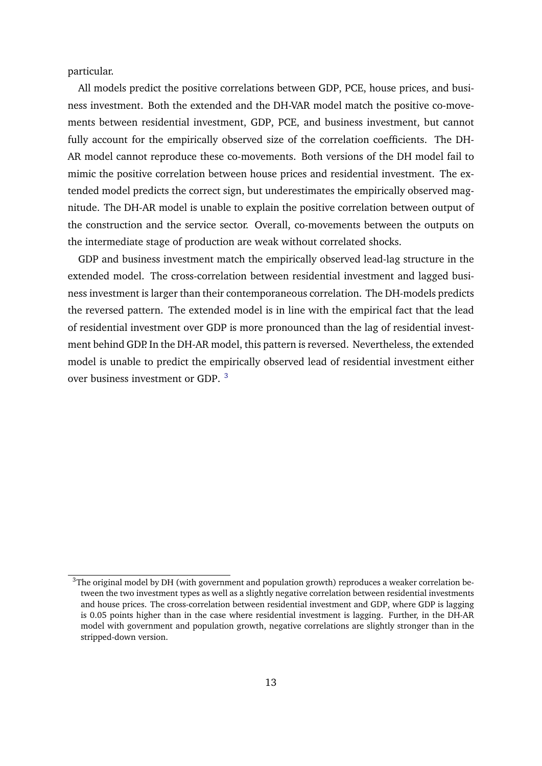particular.

All models predict the positive correlations between GDP, PCE, house prices, and business investment. Both the extended and the DH-VAR model match the positive co-movements between residential investment, GDP, PCE, and business investment, but cannot fully account for the empirically observed size of the correlation coefficients. The DH-AR model cannot reproduce these co-movements. Both versions of the DH model fail to mimic the positive correlation between house prices and residential investment. The extended model predicts the correct sign, but underestimates the empirically observed magnitude. The DH-AR model is unable to explain the positive correlation between output of the construction and the service sector. Overall, co-movements between the outputs on the intermediate stage of production are weak without correlated shocks.

GDP and business investment match the empirically observed lead-lag structure in the extended model. The cross-correlation between residential investment and lagged business investment is larger than their contemporaneous correlation. The DH-models predicts the reversed pattern. The extended model is in line with the empirical fact that the lead of residential investment over GDP is more pronounced than the lag of residential investment behind GDP. In the DH-AR model, this pattern is reversed. Nevertheless, the extended model is unable to predict the empirically observed lead of residential investment either over business investment or GDP. [3]

---

[3]The original model by DH (with government and population growth) reproduces a weaker correlation between the two investment types as well as a slightly negative correlation between residential investments and house prices. The cross-correlation between residential investment and GDP, where GDP is lagging is 0.05 points higher than in the case where residential investment is lagging. Further, in the DH-AR model with government and population growth, negative correlations are slightly stronger than in the stripped-down version.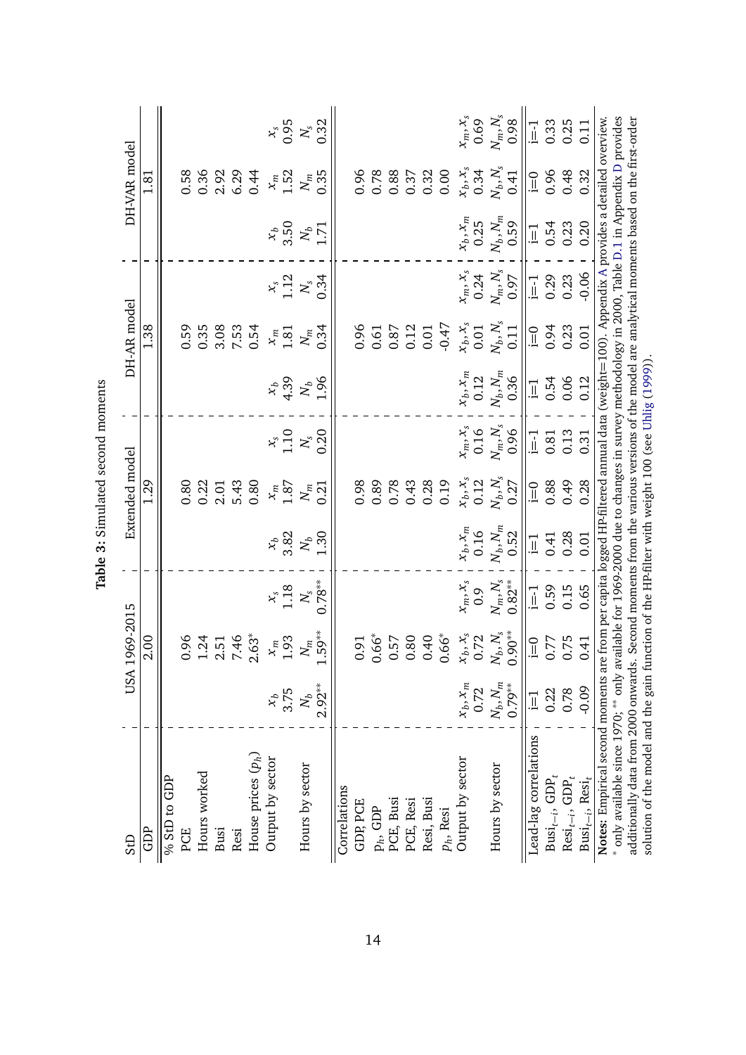**Table 3:** Simulated second moments

| StD | USA 1969-2015 | | | Extended model | | | DH-AR model | | | DH-VAR model | | |
|---|---|---|---|---|---|---|---|---|---|---|---|---|
| GDP | | 2.00 | | | 1.29 | | | 1.38 | | | 1.81 | |
| % StD to GDP | | | | | | | | | | | | |
| PCE | | 0.96 | | | 0.80 | | | 0.59 | | | 0.58 | |
| Hours worked | | 1.24 | | | 0.22 | | | 0.35 | | | 0.36 | |
| Busi | | 2.51 | | | 2.01 | | | 3.08 | | | 2.92 | |
| Resi | | 7.46 | | | 5.43 | | | 7.53 | | | 6.29 | |
| House prices ($p_h$) | | 2.63* | | | 0.80 | | | 0.54 | | | 0.44 | |
| Output by sector | $x_b$ | $x_m$ | $x_s$ | $x_b$ | $x_m$ | $x_s$ | $x_b$ | $x_m$ | $x_s$ | $x_b$ | $x_m$ | $x_s$ |
| | 3.75 | 1.93 | 1.18 | 3.82 | 1.87 | 1.10 | 4.39 | 1.81 | 1.12 | 3.50 | 1.52 | 0.95 |
| Hours by sector | $N_b$ | $N_m$ | $N_s$ | $N_b$ | $N_m$ | $N_s$ | $N_b$ | $N_m$ | $N_s$ | $N_b$ | $N_m$ | $N_s$ |
| | 2.92** | 1.59** | 0.78** | 1.30 | 0.21 | 0.20 | 1.96 | 0.34 | 0.34 | 1.71 | 0.35 | 0.32 |
| Correlations | | | | | | | | | | | | |
| GDP, PCE | | 0.91 | | | 0.98 | | | 0.96 | | | 0.96 | |
| $p_h$, GDP | | 0.66* | | | 0.89 | | | 0.61 | | | 0.78 | |
| PCE, Busi | | 0.57 | | | 0.78 | | | 0.87 | | | 0.88 | |
| PCE, Resi | | 0.80 | | | 0.43 | | | 0.12 | | | 0.37 | |
| Resi, Busi | | 0.40 | | | 0.28 | | | 0.01 | | | 0.32 | |
| $p_h$, Resi | | 0.66* | | | 0.19 | | | -0.47 | | | 0.00 | |
| Output by sector | $x_b,x_m$ | $x_b,x_s$ | $x_m,x_s$ | $x_b,x_m$ | $x_b,x_s$ | $x_m,x_s$ | $x_b,x_m$ | $x_b,x_s$ | $x_m,x_s$ | $x_b,x_m$ | $x_b,x_s$ | $x_m,x_s$ |
| | 0.72 | 0.72 | 0.9 | 0.16 | 0.12 | 0.16 | 0.12 | 0.01 | 0.24 | 0.25 | 0.34 | 0.69 |
| Hours by sector | $N_b,N_m$ | $N_b,N_s$ | $N_m,N_s$ | $N_b,N_m$ | $N_b,N_s$ | $N_m,N_s$ | $N_b,N_m$ | $N_b,N_s$ | $N_m,N_s$ | $N_b,N_m$ | $N_b,N_s$ | $N_m,N_s$ |
| | 0.79** | 0.90** | 0.82** | 0.52 | 0.27 | 0.96 | 0.36 | 0.11 | 0.97 | 0.59 | 0.41 | 0.98 |
| Lead-lag correlations | i=1 | i=0 | i=-1 | i=1 | i=0 | i=-1 | i=1 | i=0 | i=-1 | i=1 | i=0 | i=-1 |
| $\text{Busi}_{t-i}$, $\text{GDP}_t$ | 0.22 | 0.77 | 0.59 | 0.41 | 0.88 | 0.81 | 0.54 | 0.94 | 0.29 | 0.54 | 0.96 | 0.33 |
| $\text{Resi}_{t-i}$, $\text{GDP}_t$ | 0.78 | 0.75 | 0.15 | 0.28 | 0.49 | 0.13 | 0.06 | 0.23 | 0.23 | 0.23 | 0.48 | 0.25 |
| $\text{Busi}_{t-i}$, $\text{Resi}_t$ | -0.09 | 0.41 | 0.65 | 0.01 | 0.28 | 0.31 | 0.12 | 0.01 | -0.06 | 0.20 | 0.32 | 0.11 |

**Notes:** Empirical second moments are from per capita logged HP-filtered annual data (weight=100). Appendix A provides a detailed overview.
* only available since 1970; ** only available for 1969-2000 due to changes in survey methodology in 2000, Table D.1 in Appendix D provides additionally data from 2000 onwards. Second moments from the various versions of the model are analytical moments based on the first-order solution of the model and the gain function of the HP-filter with weight 100 (see Uhlig (1999)).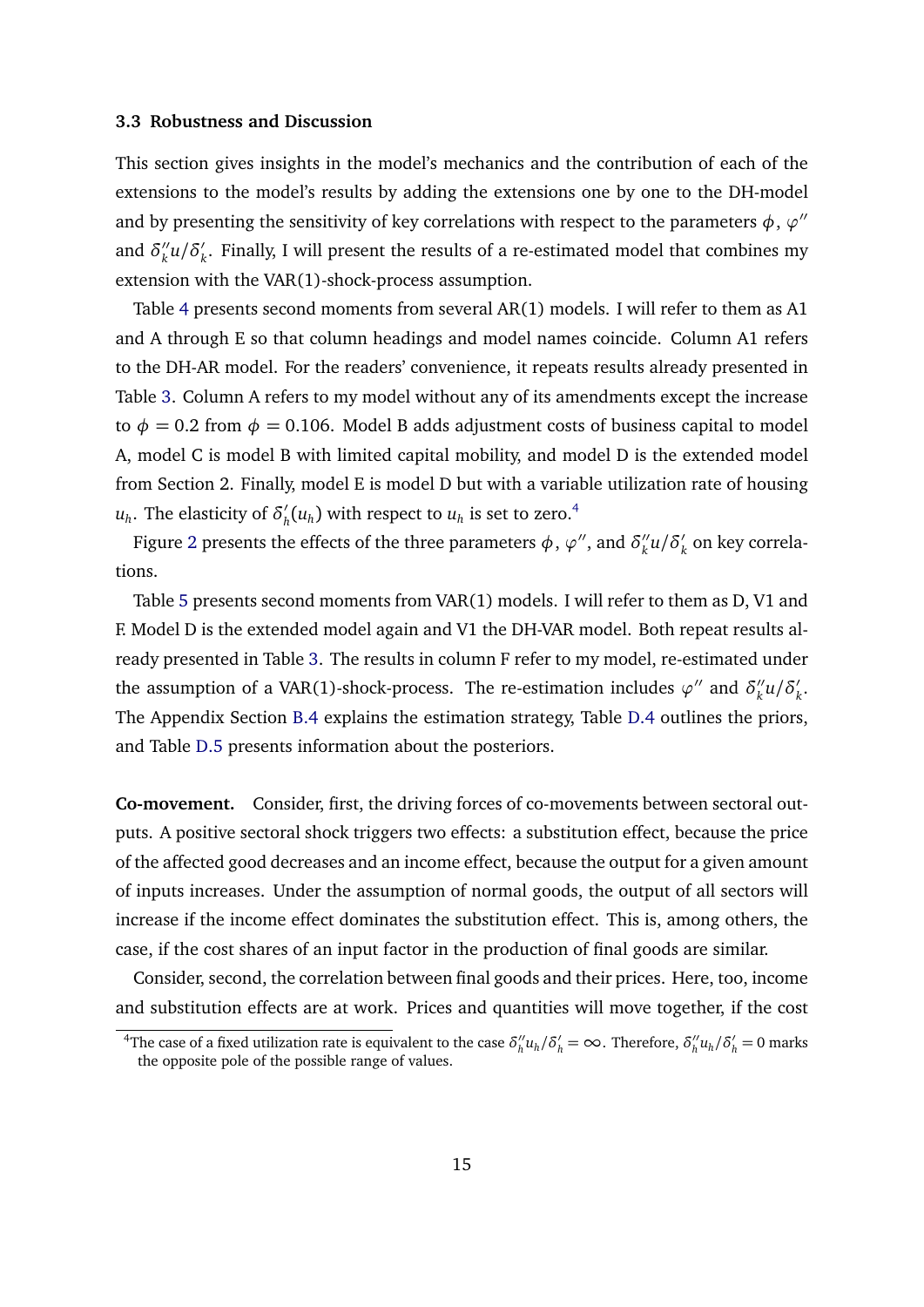### 3.3 Robustness and Discussion

This section gives insights in the model's mechanics and the contribution of each of the extensions to the model's results by adding the extensions one by one to the DH-model and by presenting the sensitivity of key correlations with respect to the parameters $\phi$, $\varphi''$ and $\delta_k''u/\delta_k'$. Finally, I will present the results of a re-estimated model that combines my extension with the VAR(1)-shock-process assumption.

Table 4 presents second moments from several AR(1) models. I will refer to them as A1 and A through E so that column headings and model names coincide. Column A1 refers to the DH-AR model. For the readers' convenience, it repeats results already presented in Table 3. Column A refers to my model without any of its amendments except the increase to $\phi = 0.2$ from $\phi = 0.106$. Model B adds adjustment costs of business capital to model A, model C is model B with limited capital mobility, and model D is the extended model from Section 2. Finally, model E is model D but with a variable utilization rate of housing $u_h$. The elasticity of $\delta_h'(u_h)$ with respect to $u_h$ is set to zero.[4]

Figure 2 presents the effects of the three parameters $\phi$, $\varphi''$, and $\delta_k''u/\delta_k'$ on key correlations.

Table 5 presents second moments from VAR(1) models. I will refer to them as D, V1 and F. Model D is the extended model again and V1 the DH-VAR model. Both repeat results already presented in Table 3. The results in column F refer to my model, re-estimated under the assumption of a VAR(1)-shock-process. The re-estimation includes $\varphi''$ and $\delta_k''u/\delta_k'$. The Appendix Section B.4 explains the estimation strategy, Table D.4 outlines the priors, and Table D.5 presents information about the posteriors.

**Co-movement.** Consider, first, the driving forces of co-movements between sectoral outputs. A positive sectoral shock triggers two effects: a substitution effect, because the price of the affected good decreases and an income effect, because the output for a given amount of inputs increases. Under the assumption of normal goods, the output of all sectors will increase if the income effect dominates the substitution effect. This is, among others, the case, if the cost shares of an input factor in the production of final goods are similar.

Consider, second, the correlation between final goods and their prices. Here, too, income and substitution effects are at work. Prices and quantities will move together, if the cost

[4] The case of a fixed utilization rate is equivalent to the case $\delta_h''u_h/\delta_h' = \infty$. Therefore, $\delta_h''u_h/\delta_h' = 0$ marks the opposite pole of the possible range of values.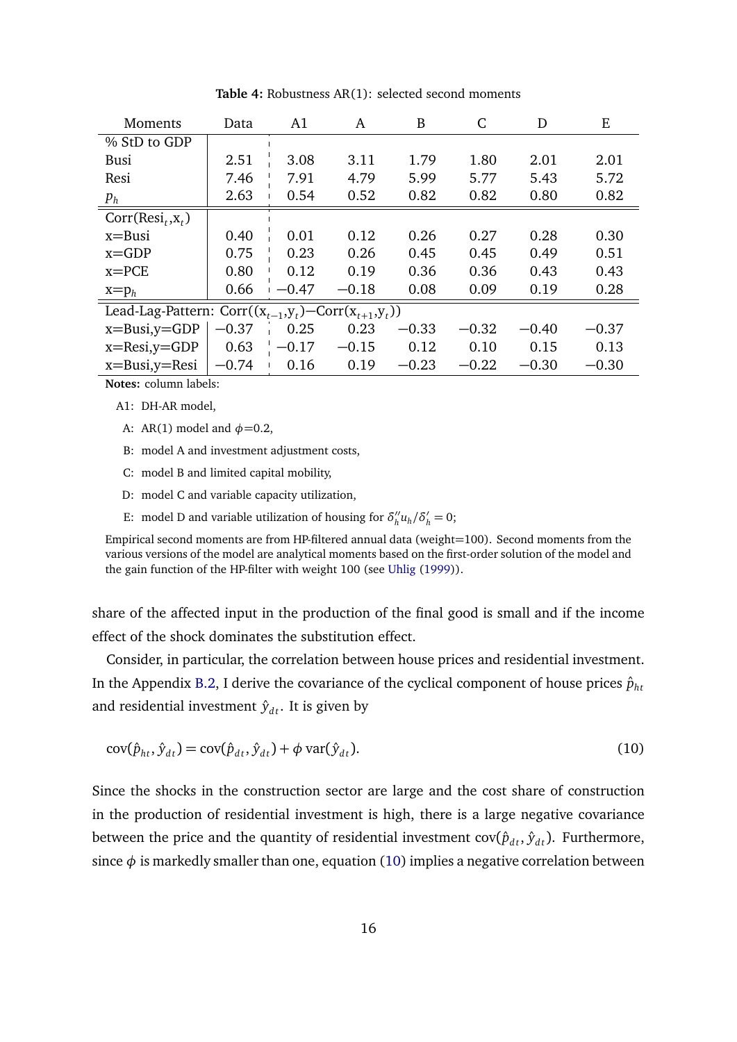**Table 4:** Robustness AR(1): selected second moments

| Moments | Data | A1 | A | B | C | D | E |
|---|---|---|---|---|---|---|---|
| % StD to GDP | | | | | | | |
| Busi | 2.51 | 3.08 | 3.11 | 1.79 | 1.80 | 2.01 | 2.01 |
| Resi | 7.46 | 7.91 | 4.79 | 5.99 | 5.77 | 5.43 | 5.72 |
| $p_h$ | 2.63 | 0.54 | 0.52 | 0.82 | 0.82 | 0.80 | 0.82 |
| Corr(Resi$_t$,x$_t$) | | | | | | | |
| x=Busi | 0.40 | 0.01 | 0.12 | 0.26 | 0.27 | 0.28 | 0.30 |
| x=GDP | 0.75 | 0.23 | 0.26 | 0.45 | 0.45 | 0.49 | 0.51 |
| x=PCE | 0.80 | 0.12 | 0.19 | 0.36 | 0.36 | 0.43 | 0.43 |
| x=p$_h$ | 0.66 | −0.47 | −0.18 | 0.08 | 0.09 | 0.19 | 0.28 |
| Lead-Lag-Pattern: Corr((x$_{t-1}$,y$_t$)−Corr(x$_{t+1}$,y$_t$)) | | | | | | | |
| x=Busi,y=GDP | −0.37 | 0.25 | 0.23 | −0.33 | −0.32 | −0.40 | −0.37 |
| x=Resi,y=GDP | 0.63 | −0.17 | −0.15 | 0.12 | 0.10 | 0.15 | 0.13 |
| x=Busi,y=Resi | −0.74 | 0.16 | 0.19 | −0.23 | −0.22 | −0.30 | −0.30 |

**Notes:** column labels:

A1: DH-AR model,

A: AR(1) model and $\phi$=0.2,

B: model A and investment adjustment costs,

C: model B and limited capital mobility,

D: model C and variable capacity utilization,

E: model D and variable utilization of housing for $\delta_h'' u_h / \delta_h' = 0$;

Empirical second moments are from HP-filtered annual data (weight=100). Second moments from the various versions of the model are analytical moments based on the first-order solution of the model and the gain function of the HP-filter with weight 100 (see Uhlig (1999)).

share of the affected input in the production of the final good is small and if the income effect of the shock dominates the substitution effect.

Consider, in particular, the correlation between house prices and residential investment. In the Appendix B.2, I derive the covariance of the cyclical component of house prices $\hat{p}_{ht}$ and residential investment $\hat{y}_{dt}$. It is given by

$$\text{cov}(\hat{p}_{ht}, \hat{y}_{dt}) = \text{cov}(\hat{p}_{dt}, \hat{y}_{dt}) + \phi \, \text{var}(\hat{y}_{dt}). \tag{10}$$

Since the shocks in the construction sector are large and the cost share of construction in the production of residential investment is high, there is a large negative covariance between the price and the quantity of residential investment $\text{cov}(\hat{p}_{dt}, \hat{y}_{dt})$. Furthermore, since $\phi$ is markedly smaller than one, equation (10) implies a negative correlation between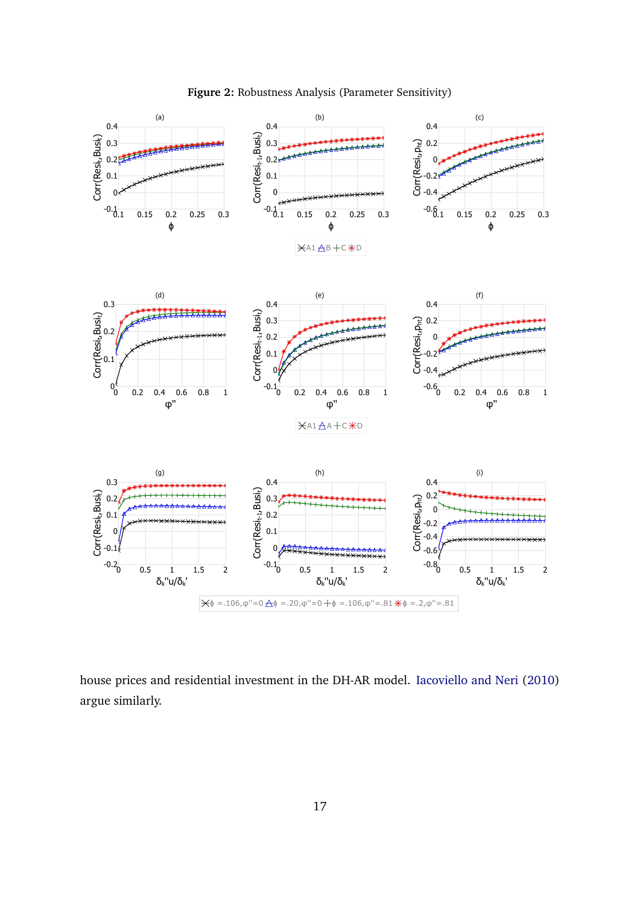**Figure 2:** Robustness Analysis (Parameter Sensitivity)

house prices and residential investment in the DH-AR model. Iacoviello and Neri (2010) argue similarly.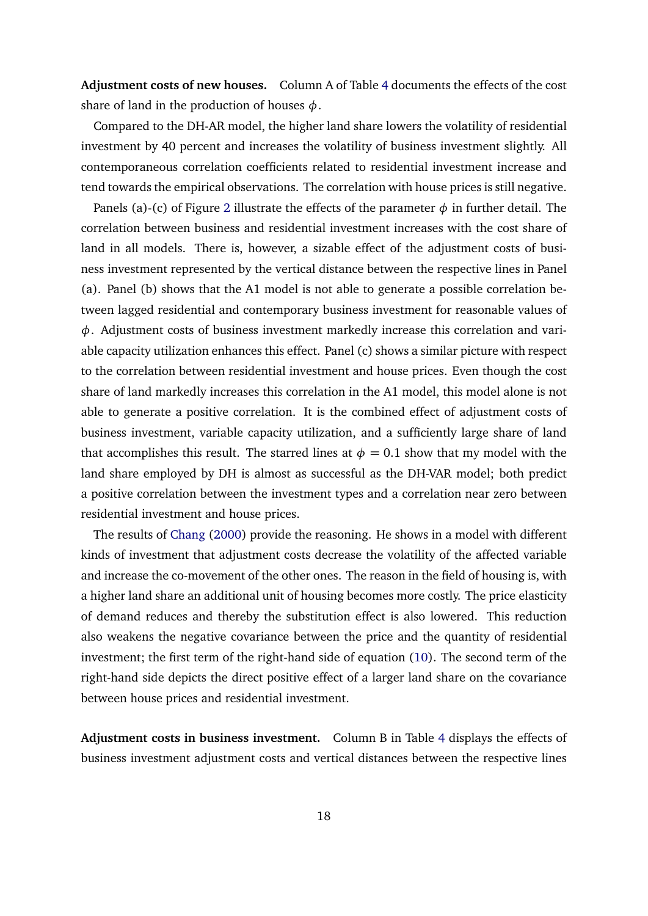**Adjustment costs of new houses.** Column A of Table 4 documents the effects of the cost share of land in the production of houses $\phi$.

Compared to the DH-AR model, the higher land share lowers the volatility of residential investment by 40 percent and increases the volatility of business investment slightly. All contemporaneous correlation coefficients related to residential investment increase and tend towards the empirical observations. The correlation with house prices is still negative.

Panels (a)-(c) of Figure 2 illustrate the effects of the parameter $\phi$ in further detail. The correlation between business and residential investment increases with the cost share of land in all models. There is, however, a sizable effect of the adjustment costs of business investment represented by the vertical distance between the respective lines in Panel (a). Panel (b) shows that the A1 model is not able to generate a possible correlation between lagged residential and contemporary business investment for reasonable values of $\phi$. Adjustment costs of business investment markedly increase this correlation and variable capacity utilization enhances this effect. Panel (c) shows a similar picture with respect to the correlation between residential investment and house prices. Even though the cost share of land markedly increases this correlation in the A1 model, this model alone is not able to generate a positive correlation. It is the combined effect of adjustment costs of business investment, variable capacity utilization, and a sufficiently large share of land that accomplishes this result. The starred lines at $\phi = 0.1$ show that my model with the land share employed by DH is almost as successful as the DH-VAR model; both predict a positive correlation between the investment types and a correlation near zero between residential investment and house prices.

The results of Chang (2000) provide the reasoning. He shows in a model with different kinds of investment that adjustment costs decrease the volatility of the affected variable and increase the co-movement of the other ones. The reason in the field of housing is, with a higher land share an additional unit of housing becomes more costly. The price elasticity of demand reduces and thereby the substitution effect is also lowered. This reduction also weakens the negative covariance between the price and the quantity of residential investment; the first term of the right-hand side of equation (10). The second term of the right-hand side depicts the direct positive effect of a larger land share on the covariance between house prices and residential investment.

**Adjustment costs in business investment.** Column B in Table 4 displays the effects of business investment adjustment costs and vertical distances between the respective lines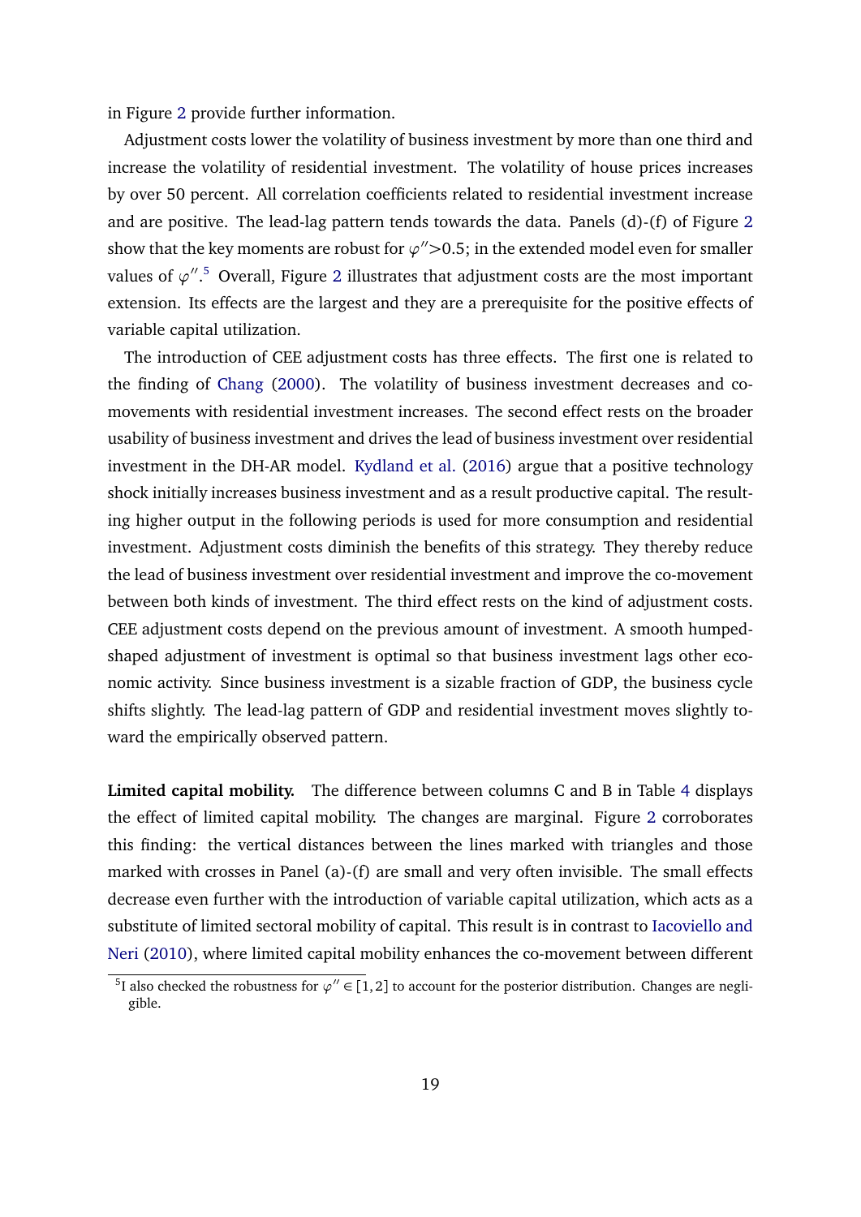in Figure 2 provide further information.

Adjustment costs lower the volatility of business investment by more than one third and increase the volatility of residential investment. The volatility of house prices increases by over 50 percent. All correlation coefficients related to residential investment increase and are positive. The lead-lag pattern tends towards the data. Panels (d)-(f) of Figure 2 show that the key moments are robust for $\varphi''>0.5$; in the extended model even for smaller values of $\varphi''$.[5] Overall, Figure 2 illustrates that adjustment costs are the most important extension. Its effects are the largest and they are a prerequisite for the positive effects of variable capital utilization.

The introduction of CEE adjustment costs has three effects. The first one is related to the finding of Chang (2000). The volatility of business investment decreases and co-movements with residential investment increases. The second effect rests on the broader usability of business investment and drives the lead of business investment over residential investment in the DH-AR model. Kydland et al. (2016) argue that a positive technology shock initially increases business investment and as a result productive capital. The resulting higher output in the following periods is used for more consumption and residential investment. Adjustment costs diminish the benefits of this strategy. They thereby reduce the lead of business investment over residential investment and improve the co-movement between both kinds of investment. The third effect rests on the kind of adjustment costs. CEE adjustment costs depend on the previous amount of investment. A smooth humped-shaped adjustment of investment is optimal so that business investment lags other economic activity. Since business investment is a sizable fraction of GDP, the business cycle shifts slightly. The lead-lag pattern of GDP and residential investment moves slightly toward the empirically observed pattern.

**Limited capital mobility.** The difference between columns C and B in Table 4 displays the effect of limited capital mobility. The changes are marginal. Figure 2 corroborates this finding: the vertical distances between the lines marked with triangles and those marked with crosses in Panel (a)-(f) are small and very often invisible. The small effects decrease even further with the introduction of variable capital utilization, which acts as a substitute of limited sectoral mobility of capital. This result is in contrast to Iacoviello and Neri (2010), where limited capital mobility enhances the co-movement between different

[5] I also checked the robustness for $\varphi'' \in [1,2]$ to account for the posterior distribution. Changes are negligible.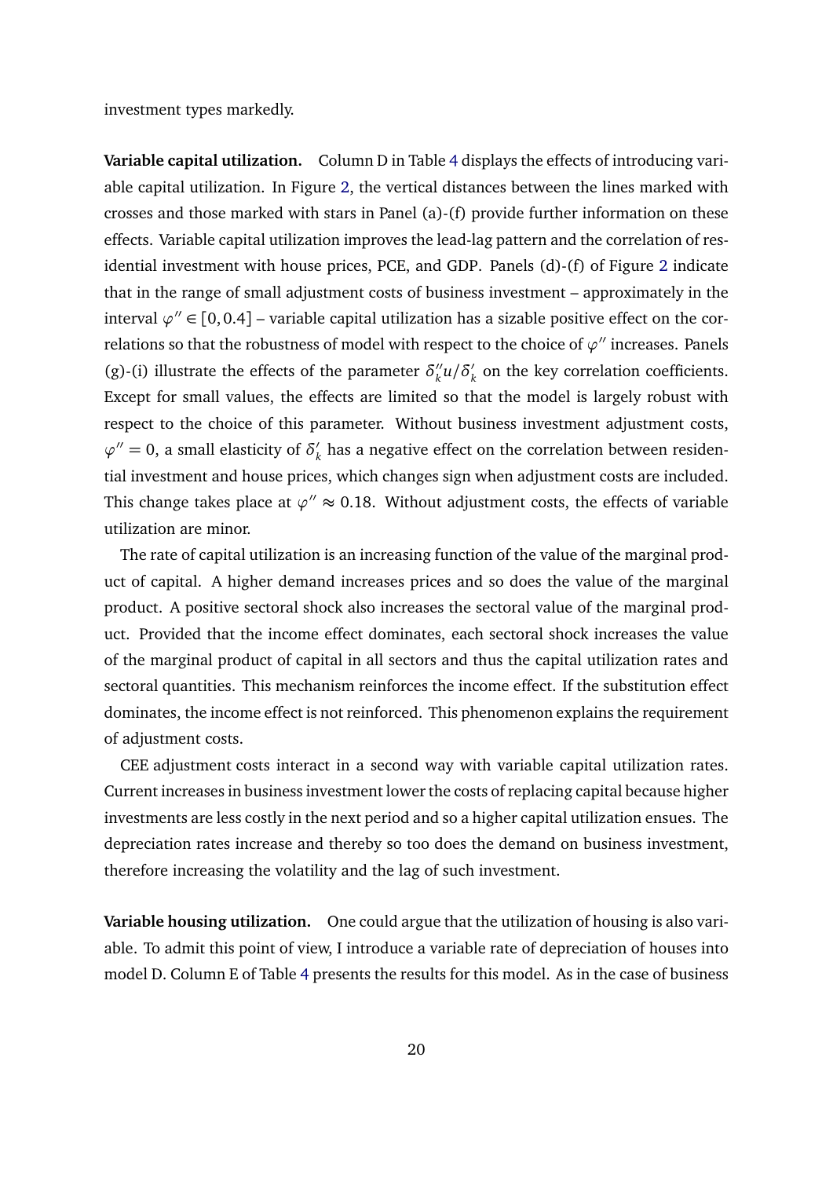investment types markedly.

**Variable capital utilization.** Column D in Table 4 displays the effects of introducing variable capital utilization. In Figure 2, the vertical distances between the lines marked with crosses and those marked with stars in Panel (a)-(f) provide further information on these effects. Variable capital utilization improves the lead-lag pattern and the correlation of residential investment with house prices, PCE, and GDP. Panels (d)-(f) of Figure 2 indicate that in the range of small adjustment costs of business investment – approximately in the interval $\varphi'' \in [0, 0.4]$ – variable capital utilization has a sizable positive effect on the correlations so that the robustness of model with respect to the choice of $\varphi''$ increases. Panels (g)-(i) illustrate the effects of the parameter $\delta_k'' u/\delta_k'$ on the key correlation coefficients. Except for small values, the effects are limited so that the model is largely robust with respect to the choice of this parameter. Without business investment adjustment costs, $\varphi'' = 0$, a small elasticity of $\delta_k'$ has a negative effect on the correlation between residential investment and house prices, which changes sign when adjustment costs are included. This change takes place at $\varphi'' \approx 0.18$. Without adjustment costs, the effects of variable utilization are minor.

The rate of capital utilization is an increasing function of the value of the marginal product of capital. A higher demand increases prices and so does the value of the marginal product. A positive sectoral shock also increases the sectoral value of the marginal product. Provided that the income effect dominates, each sectoral shock increases the value of the marginal product of capital in all sectors and thus the capital utilization rates and sectoral quantities. This mechanism reinforces the income effect. If the substitution effect dominates, the income effect is not reinforced. This phenomenon explains the requirement of adjustment costs.

CEE adjustment costs interact in a second way with variable capital utilization rates. Current increases in business investment lower the costs of replacing capital because higher investments are less costly in the next period and so a higher capital utilization ensues. The depreciation rates increase and thereby so too does the demand on business investment, therefore increasing the volatility and the lag of such investment.

**Variable housing utilization.** One could argue that the utilization of housing is also variable. To admit this point of view, I introduce a variable rate of depreciation of houses into model D. Column E of Table 4 presents the results for this model. As in the case of business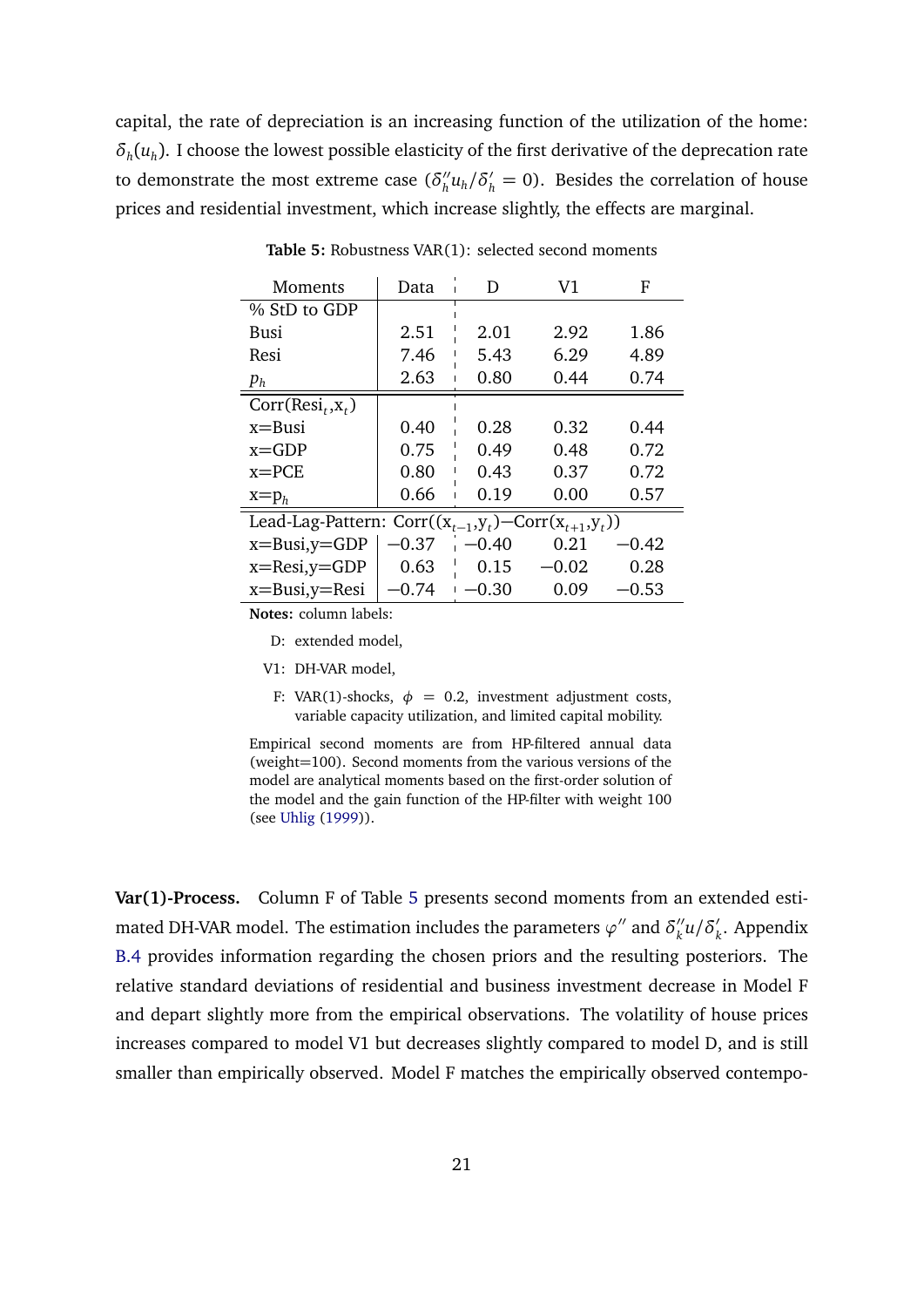capital, the rate of depreciation is an increasing function of the utilization of the home: $\delta_h(u_h)$. I choose the lowest possible elasticity of the first derivative of the deprecation rate to demonstrate the most extreme case ($\delta_h'' u_h / \delta_h' = 0$). Besides the correlation of house prices and residential investment, which increase slightly, the effects are marginal.

**Table 5:** Robustness VAR(1): selected second moments

| Moments | Data | D | V1 | F |
|---|---|---|---|---|
| % StD to GDP | | | | |
| Busi | 2.51 | 2.01 | 2.92 | 1.86 |
| Resi | 7.46 | 5.43 | 6.29 | 4.89 |
| $p_h$ | 2.63 | 0.80 | 0.44 | 0.74 |
| Corr($\text{Resi}_t$,$\text{x}_t$) | | | | |
| x=Busi | 0.40 | 0.28 | 0.32 | 0.44 |
| x=GDP | 0.75 | 0.49 | 0.48 | 0.72 |
| x=PCE | 0.80 | 0.43 | 0.37 | 0.72 |
| x=$\text{p}_h$ | 0.66 | 0.19 | 0.00 | 0.57 |
| Lead-Lag-Pattern: Corr(($\text{x}_{t-1}$,$\text{y}_t$)—Corr($\text{x}_{t+1}$,$\text{y}_t$)) | | | | |
| x=Busi,y=GDP | −0.37 | −0.40 | 0.21 | −0.42 |
| x=Resi,y=GDP | 0.63 | 0.15 | −0.02 | 0.28 |
| x=Busi,y=Resi | −0.74 | −0.30 | 0.09 | −0.53 |

**Notes:** column labels:

- D: extended model,
- V1: DH-VAR model,
- F: VAR(1)-shocks, $\phi = 0.2$, investment adjustment costs, variable capacity utilization, and limited capital mobility.

Empirical second moments are from HP-filtered annual data (weight=100). Second moments from the various versions of the model are analytical moments based on the first-order solution of the model and the gain function of the HP-filter with weight 100 (see Uhlig (1999)).

**Var(1)-Process.** Column F of Table 5 presents second moments from an extended estimated DH-VAR model. The estimation includes the parameters $\varphi''$ and $\delta_k'' u / \delta_k'$. Appendix B.4 provides information regarding the chosen priors and the resulting posteriors. The relative standard deviations of residential and business investment decrease in Model F and depart slightly more from the empirical observations. The volatility of house prices increases compared to model V1 but decreases slightly compared to model D, and is still smaller than empirically observed. Model F matches the empirically observed contempo-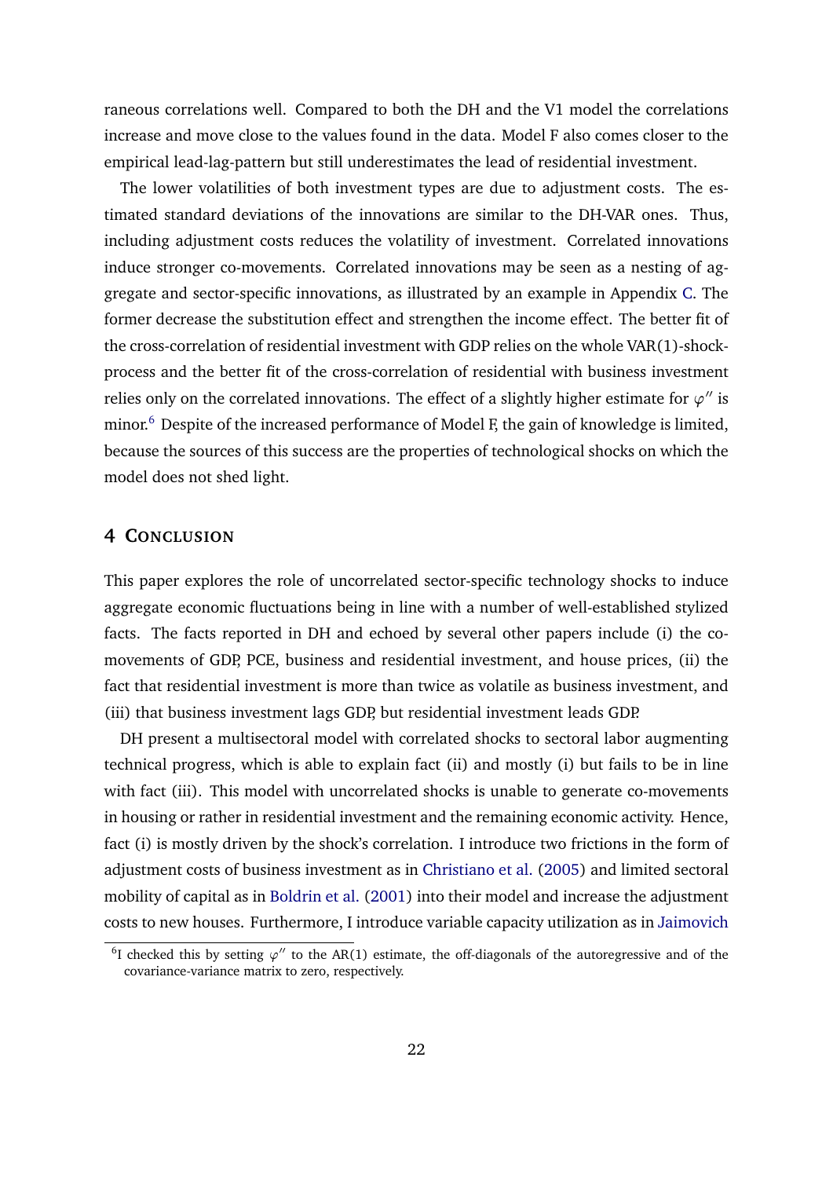raneous correlations well. Compared to both the DH and the V1 model the correlations increase and move close to the values found in the data. Model F also comes closer to the empirical lead-lag-pattern but still underestimates the lead of residential investment.

The lower volatilities of both investment types are due to adjustment costs. The estimated standard deviations of the innovations are similar to the DH-VAR ones. Thus, including adjustment costs reduces the volatility of investment. Correlated innovations induce stronger co-movements. Correlated innovations may be seen as a nesting of aggregate and sector-specific innovations, as illustrated by an example in Appendix C. The former decrease the substitution effect and strengthen the income effect. The better fit of the cross-correlation of residential investment with GDP relies on the whole VAR(1)-shock-process and the better fit of the cross-correlation of residential with business investment relies only on the correlated innovations. The effect of a slightly higher estimate for $\varphi''$ is minor.[6] Despite of the increased performance of Model F, the gain of knowledge is limited, because the sources of this success are the properties of technological shocks on which the model does not shed light.

## 4 Conclusion

This paper explores the role of uncorrelated sector-specific technology shocks to induce aggregate economic fluctuations being in line with a number of well-established stylized facts. The facts reported in DH and echoed by several other papers include (i) the co-movements of GDP, PCE, business and residential investment, and house prices, (ii) the fact that residential investment is more than twice as volatile as business investment, and (iii) that business investment lags GDP, but residential investment leads GDP.

DH present a multisectoral model with correlated shocks to sectoral labor augmenting technical progress, which is able to explain fact (ii) and mostly (i) but fails to be in line with fact (iii). This model with uncorrelated shocks is unable to generate co-movements in housing or rather in residential investment and the remaining economic activity. Hence, fact (i) is mostly driven by the shock's correlation. I introduce two frictions in the form of adjustment costs of business investment as in Christiano et al. (2005) and limited sectoral mobility of capital as in Boldrin et al. (2001) into their model and increase the adjustment costs to new houses. Furthermore, I introduce variable capacity utilization as in Jaimovich

[6] I checked this by setting $\varphi''$ to the AR(1) estimate, the off-diagonals of the autoregressive and of the covariance-variance matrix to zero, respectively.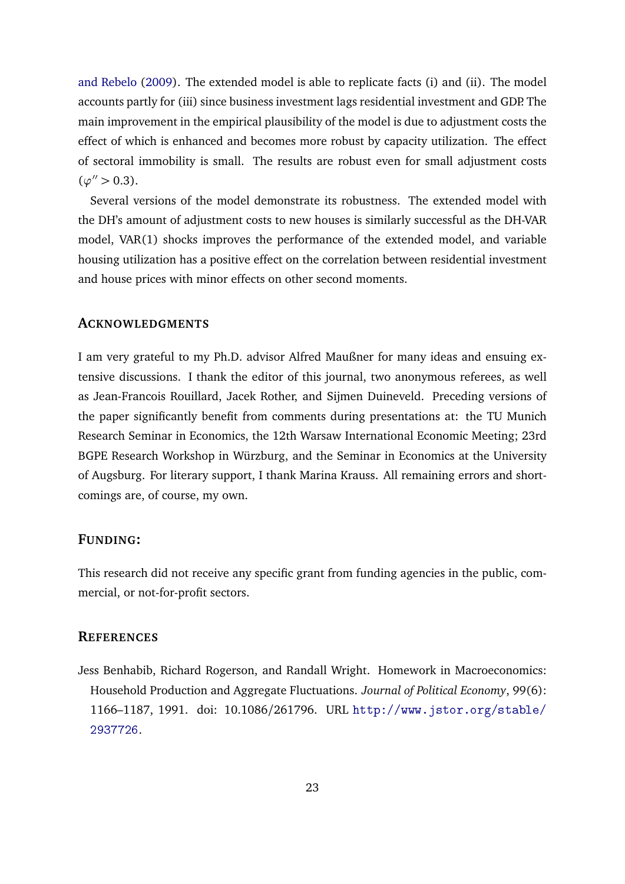and Rebelo (2009). The extended model is able to replicate facts (i) and (ii). The model accounts partly for (iii) since business investment lags residential investment and GDP. The main improvement in the empirical plausibility of the model is due to adjustment costs the effect of which is enhanced and becomes more robust by capacity utilization. The effect of sectoral immobility is small. The results are robust even for small adjustment costs ($\varphi'' > 0.3$).

Several versions of the model demonstrate its robustness. The extended model with the DH's amount of adjustment costs to new houses is similarly successful as the DH-VAR model, VAR(1) shocks improves the performance of the extended model, and variable housing utilization has a positive effect on the correlation between residential investment and house prices with minor effects on other second moments.

## Acknowledgments

I am very grateful to my Ph.D. advisor Alfred Maußner for many ideas and ensuing extensive discussions. I thank the editor of this journal, two anonymous referees, as well as Jean-Francois Rouillard, Jacek Rother, and Sijmen Duineveld. Preceding versions of the paper significantly benefit from comments during presentations at: the TU Munich Research Seminar in Economics, the 12th Warsaw International Economic Meeting; 23rd BGPE Research Workshop in Würzburg, and the Seminar in Economics at the University of Augsburg. For literary support, I thank Marina Krauss. All remaining errors and shortcomings are, of course, my own.

## Funding:

This research did not receive any specific grant from funding agencies in the public, commercial, or not-for-profit sectors.

## References

Jess Benhabib, Richard Rogerson, and Randall Wright. Homework in Macroeconomics: Household Production and Aggregate Fluctuations. *Journal of Political Economy*, 99(6): 1166–1187, 1991. doi: 10.1086/261796. URL http://www.jstor.org/stable/2937726.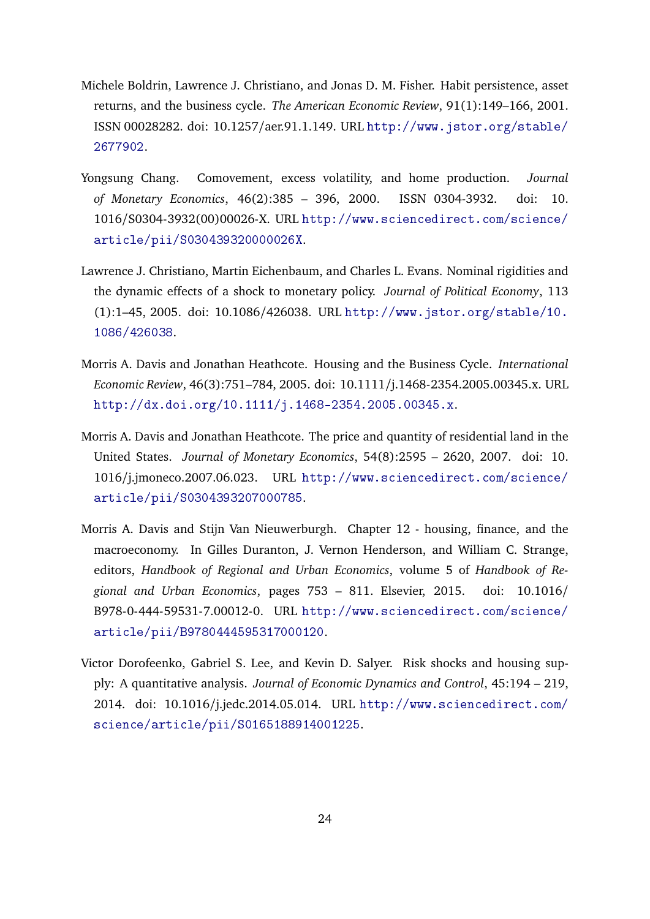Michele Boldrin, Lawrence J. Christiano, and Jonas D. M. Fisher. Habit persistence, asset returns, and the business cycle. *The American Economic Review*, 91(1):149–166, 2001. ISSN 00028282. doi: 10.1257/aer.91.1.149. URL http://www.jstor.org/stable/2677902.

Yongsung Chang. Comovement, excess volatility, and home production. *Journal of Monetary Economics*, 46(2):385 – 396, 2000. ISSN 0304-3932. doi: 10.1016/S0304-3932(00)00026-X. URL http://www.sciencedirect.com/science/article/pii/S030439320000026X.

Lawrence J. Christiano, Martin Eichenbaum, and Charles L. Evans. Nominal rigidities and the dynamic effects of a shock to monetary policy. *Journal of Political Economy*, 113 (1):1–45, 2005. doi: 10.1086/426038. URL http://www.jstor.org/stable/10.1086/426038.

Morris A. Davis and Jonathan Heathcote. Housing and the Business Cycle. *International Economic Review*, 46(3):751–784, 2005. doi: 10.1111/j.1468-2354.2005.00345.x. URL http://dx.doi.org/10.1111/j.1468-2354.2005.00345.x.

Morris A. Davis and Jonathan Heathcote. The price and quantity of residential land in the United States. *Journal of Monetary Economics*, 54(8):2595 – 2620, 2007. doi: 10.1016/j.jmoneco.2007.06.023. URL http://www.sciencedirect.com/science/article/pii/S0304393207000785.

Morris A. Davis and Stijn Van Nieuwerburgh. Chapter 12 - housing, finance, and the macroeconomy. In Gilles Duranton, J. Vernon Henderson, and William C. Strange, editors, *Handbook of Regional and Urban Economics*, volume 5 of *Handbook of Regional and Urban Economics*, pages 753 – 811. Elsevier, 2015. doi: 10.1016/B978-0-444-59531-7.00012-0. URL http://www.sciencedirect.com/science/article/pii/B9780444595317000120.

Victor Dorofeenko, Gabriel S. Lee, and Kevin D. Salyer. Risk shocks and housing supply: A quantitative analysis. *Journal of Economic Dynamics and Control*, 45:194 – 219, 2014. doi: 10.1016/j.jedc.2014.05.014. URL http://www.sciencedirect.com/science/article/pii/S0165188914001225.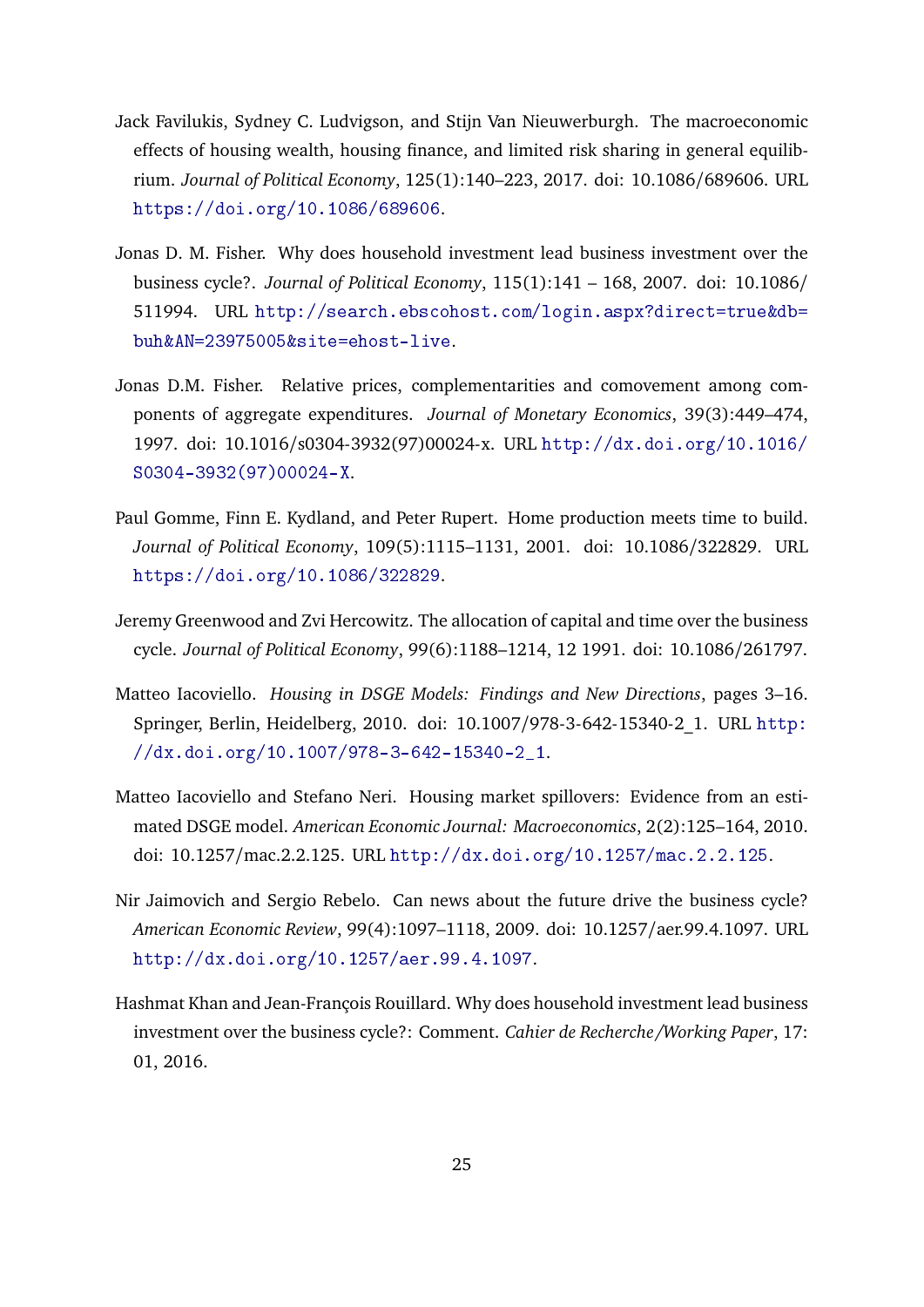Jack Favilukis, Sydney C. Ludvigson, and Stijn Van Nieuwerburgh. The macroeconomic effects of housing wealth, housing finance, and limited risk sharing in general equilibrium. *Journal of Political Economy*, 125(1):140–223, 2017. doi: 10.1086/689606. URL https://doi.org/10.1086/689606.

Jonas D. M. Fisher. Why does household investment lead business investment over the business cycle?. *Journal of Political Economy*, 115(1):141 – 168, 2007. doi: 10.1086/511994. URL http://search.ebscohost.com/login.aspx?direct=true&db=buh&AN=23975005&site=ehost-live.

Jonas D.M. Fisher. Relative prices, complementarities and comovement among components of aggregate expenditures. *Journal of Monetary Economics*, 39(3):449–474, 1997. doi: 10.1016/s0304-3932(97)00024-x. URL http://dx.doi.org/10.1016/S0304-3932(97)00024-X.

Paul Gomme, Finn E. Kydland, and Peter Rupert. Home production meets time to build. *Journal of Political Economy*, 109(5):1115–1131, 2001. doi: 10.1086/322829. URL https://doi.org/10.1086/322829.

Jeremy Greenwood and Zvi Hercowitz. The allocation of capital and time over the business cycle. *Journal of Political Economy*, 99(6):1188–1214, 12 1991. doi: 10.1086/261797.

Matteo Iacoviello. *Housing in DSGE Models: Findings and New Directions*, pages 3–16. Springer, Berlin, Heidelberg, 2010. doi: 10.1007/978-3-642-15340-2_1. URL http://dx.doi.org/10.1007/978-3-642-15340-2_1.

Matteo Iacoviello and Stefano Neri. Housing market spillovers: Evidence from an estimated DSGE model. *American Economic Journal: Macroeconomics*, 2(2):125–164, 2010. doi: 10.1257/mac.2.2.125. URL http://dx.doi.org/10.1257/mac.2.2.125.

Nir Jaimovich and Sergio Rebelo. Can news about the future drive the business cycle? *American Economic Review*, 99(4):1097–1118, 2009. doi: 10.1257/aer.99.4.1097. URL http://dx.doi.org/10.1257/aer.99.4.1097.

Hashmat Khan and Jean-François Rouillard. Why does household investment lead business investment over the business cycle?: Comment. *Cahier de Recherche/Working Paper*, 17:01, 2016.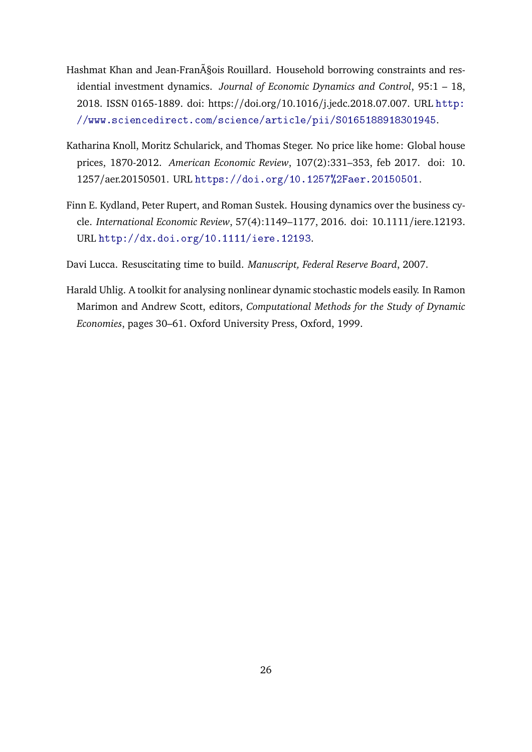Hashmat Khan and Jean-FranÃ§ois Rouillard. Household borrowing constraints and residential investment dynamics. *Journal of Economic Dynamics and Control*, 95:1 – 18, 2018. ISSN 0165-1889. doi: https://doi.org/10.1016/j.jedc.2018.07.007. URL http://www.sciencedirect.com/science/article/pii/S0165188918301945.

Katharina Knoll, Moritz Schularick, and Thomas Steger. No price like home: Global house prices, 1870-2012. *American Economic Review*, 107(2):331–353, feb 2017. doi: 10.1257/aer.20150501. URL https://doi.org/10.1257%2Faer.20150501.

Finn E. Kydland, Peter Rupert, and Roman Sustek. Housing dynamics over the business cycle. *International Economic Review*, 57(4):1149–1177, 2016. doi: 10.1111/iere.12193. URL http://dx.doi.org/10.1111/iere.12193.

Davi Lucca. Resuscitating time to build. *Manuscript, Federal Reserve Board*, 2007.

Harald Uhlig. A toolkit for analysing nonlinear dynamic stochastic models easily. In Ramon Marimon and Andrew Scott, editors, *Computational Methods for the Study of Dynamic Economies*, pages 30–61. Oxford University Press, Oxford, 1999.